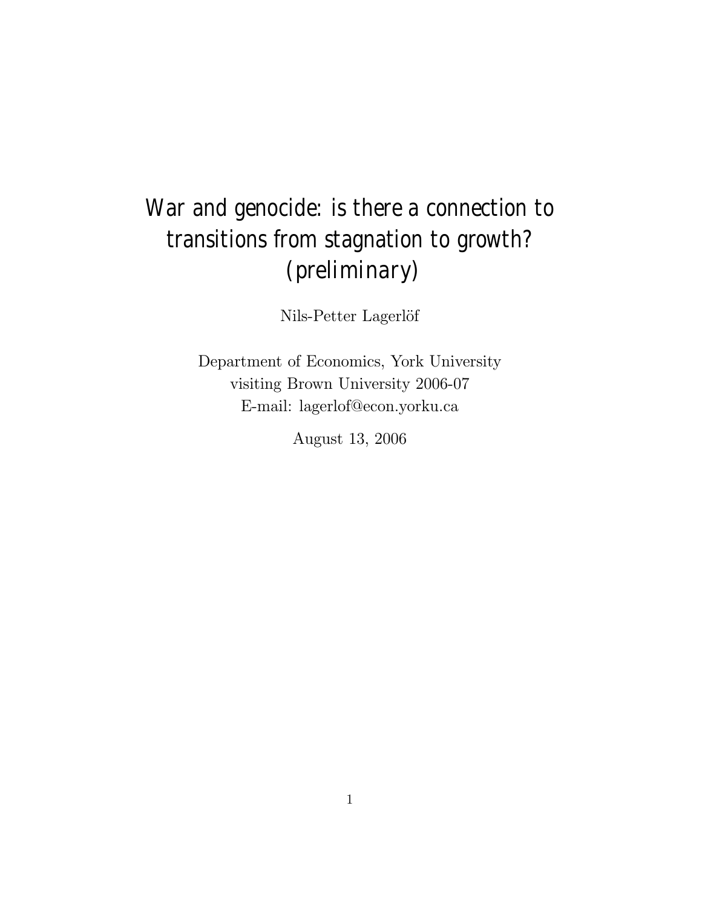# War and genocide: is there a connection to transitions from stagnation to growth? (preliminary)

Nils-Petter Lagerlöf

Department of Economics, York University
visiting Brown University 2006-07
E-mail: lagerlof@econ.yorku.ca

August 13, 2006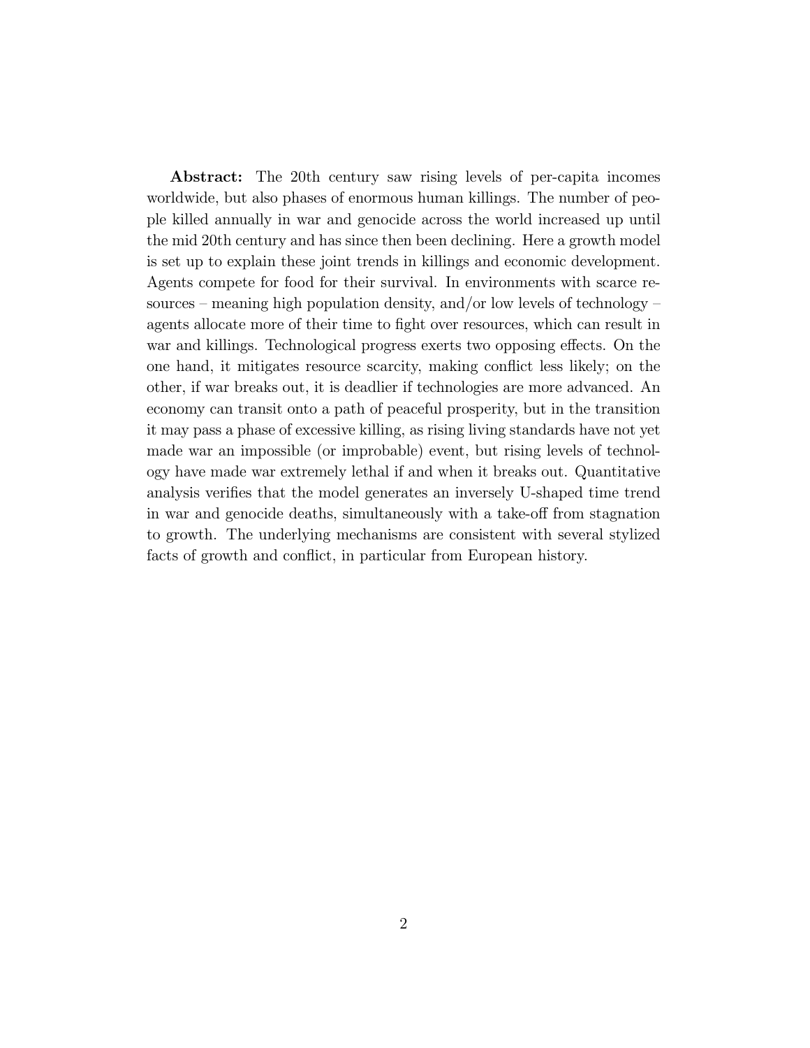**Abstract:** The 20th century saw rising levels of per-capita incomes worldwide, but also phases of enormous human killings. The number of people killed annually in war and genocide across the world increased up until the mid 20th century and has since then been declining. Here a growth model is set up to explain these joint trends in killings and economic development. Agents compete for food for their survival. In environments with scarce resources – meaning high population density, and/or low levels of technology – agents allocate more of their time to fight over resources, which can result in war and killings. Technological progress exerts two opposing effects. On the one hand, it mitigates resource scarcity, making conflict less likely; on the other, if war breaks out, it is deadlier if technologies are more advanced. An economy can transit onto a path of peaceful prosperity, but in the transition it may pass a phase of excessive killing, as rising living standards have not yet made war an impossible (or improbable) event, but rising levels of technology have made war extremely lethal if and when it breaks out. Quantitative analysis verifies that the model generates an inversely U-shaped time trend in war and genocide deaths, simultaneously with a take-off from stagnation to growth. The underlying mechanisms are consistent with several stylized facts of growth and conflict, in particular from European history.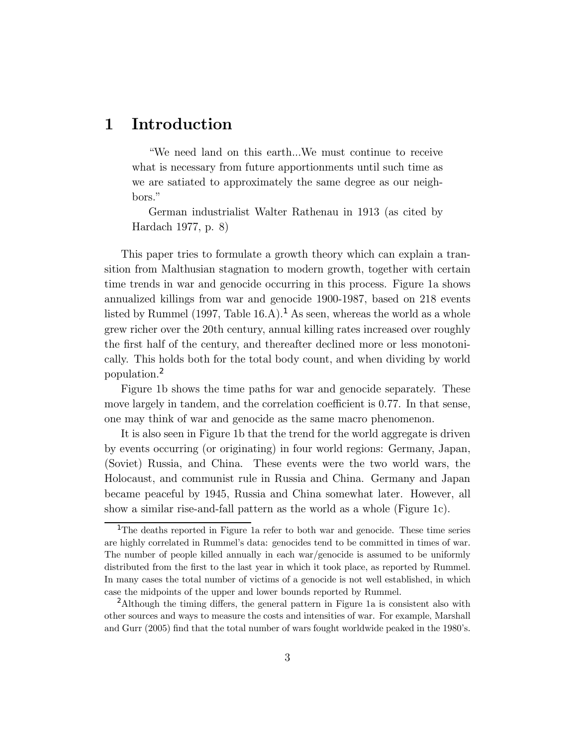# 1 Introduction

> "We need land on this earth...We must continue to receive what is necessary from future apportionments until such time as we are satiated to approximately the same degree as our neighbors."
>
> German industrialist Walter Rathenau in 1913 (as cited by Hardach 1977, p. 8)

This paper tries to formulate a growth theory which can explain a transition from Malthusian stagnation to modern growth, together with certain time trends in war and genocide occurring in this process. Figure 1a shows annualized killings from war and genocide 1900-1987, based on 218 events listed by Rummel (1997, Table 16.A).[1] As seen, whereas the world as a whole grew richer over the 20th century, annual killing rates increased over roughly the first half of the century, and thereafter declined more or less monotonically. This holds both for the total body count, and when dividing by world population.[2]

Figure 1b shows the time paths for war and genocide separately. These move largely in tandem, and the correlation coefficient is 0.77. In that sense, one may think of war and genocide as the same macro phenomenon.

It is also seen in Figure 1b that the trend for the world aggregate is driven by events occurring (or originating) in four world regions: Germany, Japan, (Soviet) Russia, and China. These events were the two world wars, the Holocaust, and communist rule in Russia and China. Germany and Japan became peaceful by 1945, Russia and China somewhat later. However, all show a similar rise-and-fall pattern as the world as a whole (Figure 1c).

[1] The deaths reported in Figure 1a refer to both war and genocide. These time series are highly correlated in Rummel's data: genocides tend to be committed in times of war. The number of people killed annually in each war/genocide is assumed to be uniformly distributed from the first to the last year in which it took place, as reported by Rummel. In many cases the total number of victims of a genocide is not well established, in which case the midpoints of the upper and lower bounds reported by Rummel.

[2] Although the timing differs, the general pattern in Figure 1a is consistent also with other sources and ways to measure the costs and intensities of war. For example, Marshall and Gurr (2005) find that the total number of wars fought worldwide peaked in the 1980's.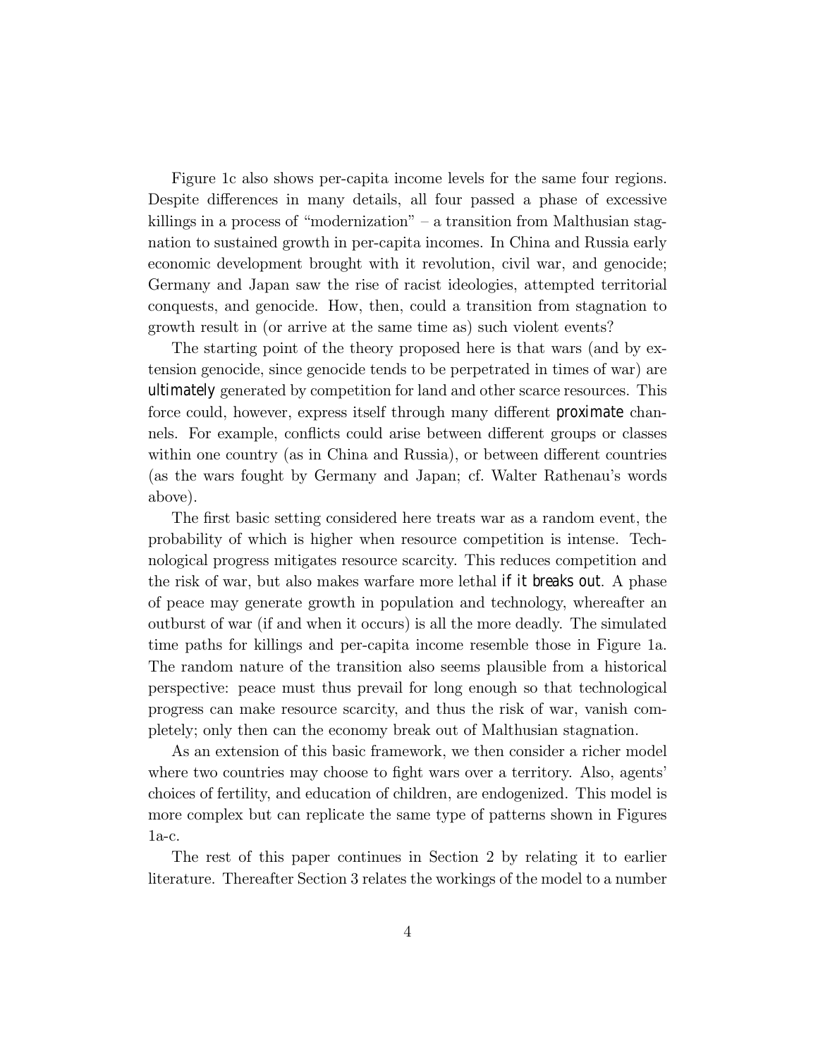Figure 1c also shows per-capita income levels for the same four regions. Despite differences in many details, all four passed a phase of excessive killings in a process of "modernization" – a transition from Malthusian stagnation to sustained growth in per-capita incomes. In China and Russia early economic development brought with it revolution, civil war, and genocide; Germany and Japan saw the rise of racist ideologies, attempted territorial conquests, and genocide. How, then, could a transition from stagnation to growth result in (or arrive at the same time as) such violent events?

The starting point of the theory proposed here is that wars (and by extension genocide, since genocide tends to be perpetrated in times of war) are *ultimately* generated by competition for land and other scarce resources. This force could, however, express itself through many different *proximate* channels. For example, conflicts could arise between different groups or classes within one country (as in China and Russia), or between different countries (as the wars fought by Germany and Japan; cf. Walter Rathenau's words above).

The first basic setting considered here treats war as a random event, the probability of which is higher when resource competition is intense. Technological progress mitigates resource scarcity. This reduces competition and the risk of war, but also makes warfare more lethal *if it breaks out*. A phase of peace may generate growth in population and technology, whereafter an outburst of war (if and when it occurs) is all the more deadly. The simulated time paths for killings and per-capita income resemble those in Figure 1a. The random nature of the transition also seems plausible from a historical perspective: peace must thus prevail for long enough so that technological progress can make resource scarcity, and thus the risk of war, vanish completely; only then can the economy break out of Malthusian stagnation.

As an extension of this basic framework, we then consider a richer model where two countries may choose to fight wars over a territory. Also, agents' choices of fertility, and education of children, are endogenized. This model is more complex but can replicate the same type of patterns shown in Figures 1a-c.

The rest of this paper continues in Section 2 by relating it to earlier literature. Thereafter Section 3 relates the workings of the model to a number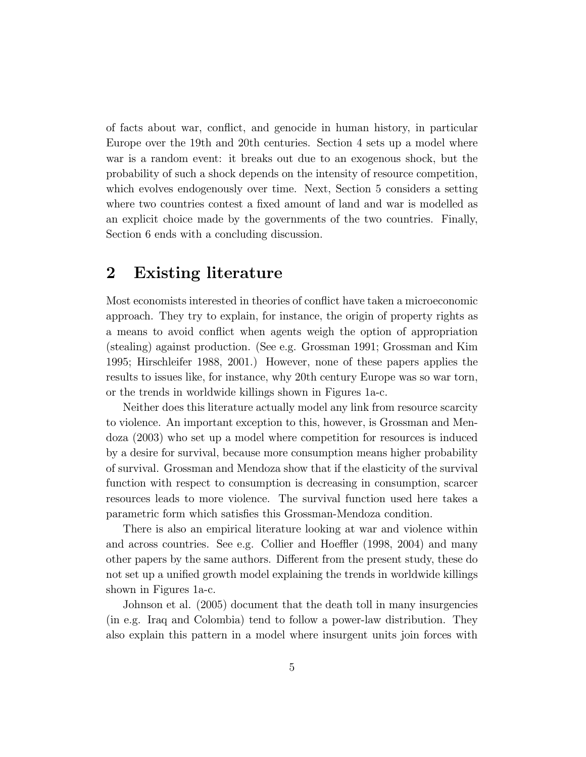of facts about war, conflict, and genocide in human history, in particular Europe over the 19th and 20th centuries. Section 4 sets up a model where war is a random event: it breaks out due to an exogenous shock, but the probability of such a shock depends on the intensity of resource competition, which evolves endogenously over time. Next, Section 5 considers a setting where two countries contest a fixed amount of land and war is modelled as an explicit choice made by the governments of the two countries. Finally, Section 6 ends with a concluding discussion.

## 2 Existing literature

Most economists interested in theories of conflict have taken a microeconomic approach. They try to explain, for instance, the origin of property rights as a means to avoid conflict when agents weigh the option of appropriation (stealing) against production. (See e.g. Grossman 1991; Grossman and Kim 1995; Hirschleifer 1988, 2001.) However, none of these papers applies the results to issues like, for instance, why 20th century Europe was so war torn, or the trends in worldwide killings shown in Figures 1a-c.

Neither does this literature actually model any link from resource scarcity to violence. An important exception to this, however, is Grossman and Mendoza (2003) who set up a model where competition for resources is induced by a desire for survival, because more consumption means higher probability of survival. Grossman and Mendoza show that if the elasticity of the survival function with respect to consumption is decreasing in consumption, scarcer resources leads to more violence. The survival function used here takes a parametric form which satisfies this Grossman-Mendoza condition.

There is also an empirical literature looking at war and violence within and across countries. See e.g. Collier and Hoeffler (1998, 2004) and many other papers by the same authors. Different from the present study, these do not set up a unified growth model explaining the trends in worldwide killings shown in Figures 1a-c.

Johnson et al. (2005) document that the death toll in many insurgencies (in e.g. Iraq and Colombia) tend to follow a power-law distribution. They also explain this pattern in a model where insurgent units join forces with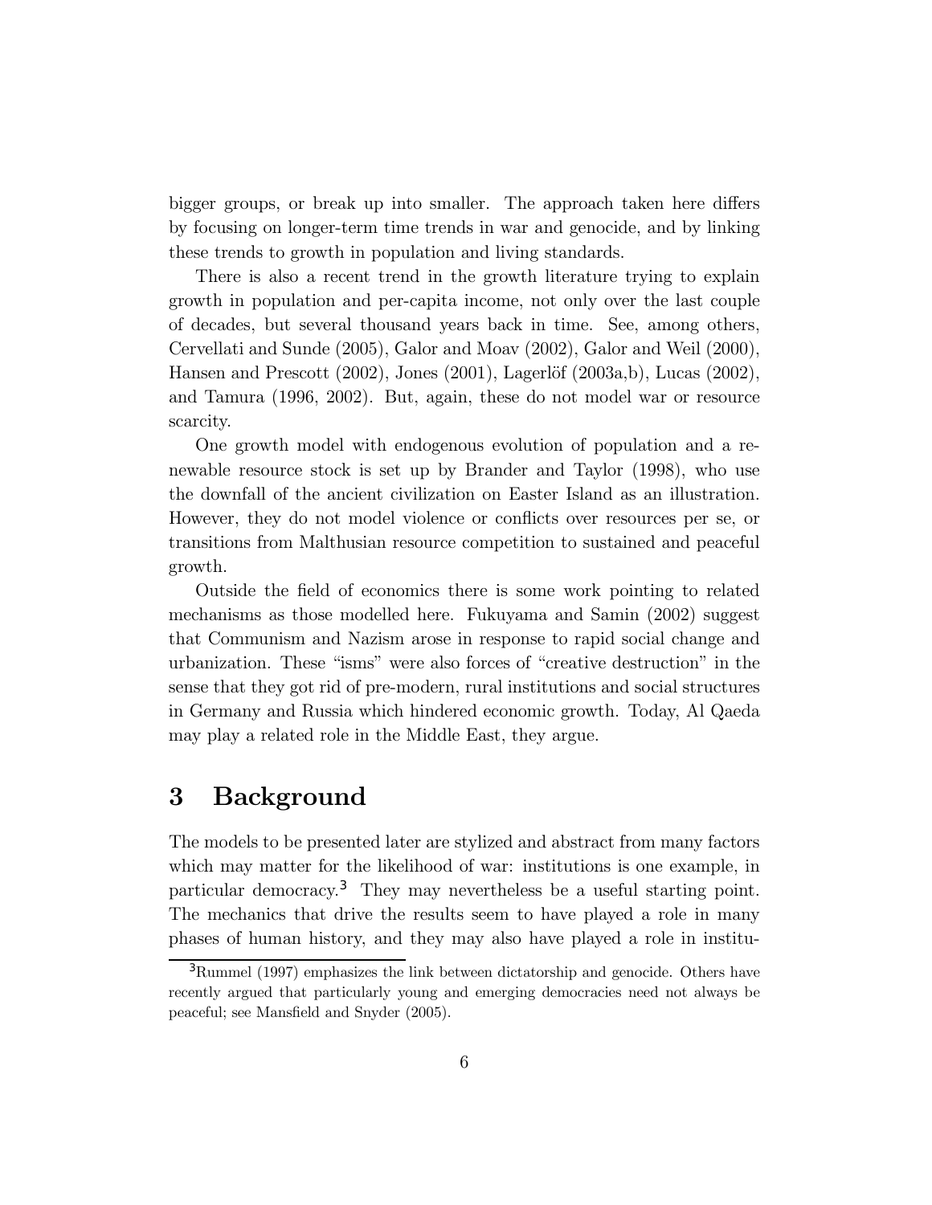bigger groups, or break up into smaller. The approach taken here differs by focusing on longer-term time trends in war and genocide, and by linking these trends to growth in population and living standards.

There is also a recent trend in the growth literature trying to explain growth in population and per-capita income, not only over the last couple of decades, but several thousand years back in time. See, among others, Cervellati and Sunde (2005), Galor and Moav (2002), Galor and Weil (2000), Hansen and Prescott (2002), Jones (2001), Lagerlöf (2003a,b), Lucas (2002), and Tamura (1996, 2002). But, again, these do not model war or resource scarcity.

One growth model with endogenous evolution of population and a renewable resource stock is set up by Brander and Taylor (1998), who use the downfall of the ancient civilization on Easter Island as an illustration. However, they do not model violence or conflicts over resources per se, or transitions from Malthusian resource competition to sustained and peaceful growth.

Outside the field of economics there is some work pointing to related mechanisms as those modelled here. Fukuyama and Samin (2002) suggest that Communism and Nazism arose in response to rapid social change and urbanization. These "isms" were also forces of "creative destruction" in the sense that they got rid of pre-modern, rural institutions and social structures in Germany and Russia which hindered economic growth. Today, Al Qaeda may play a related role in the Middle East, they argue.

# 3 Background

The models to be presented later are stylized and abstract from many factors which may matter for the likelihood of war: institutions is one example, in particular democracy.[3] They may nevertheless be a useful starting point. The mechanics that drive the results seem to have played a role in many phases of human history, and they may also have played a role in institu-

[3] Rummel (1997) emphasizes the link between dictatorship and genocide. Others have recently argued that particularly young and emerging democracies need not always be peaceful; see Mansfield and Snyder (2005).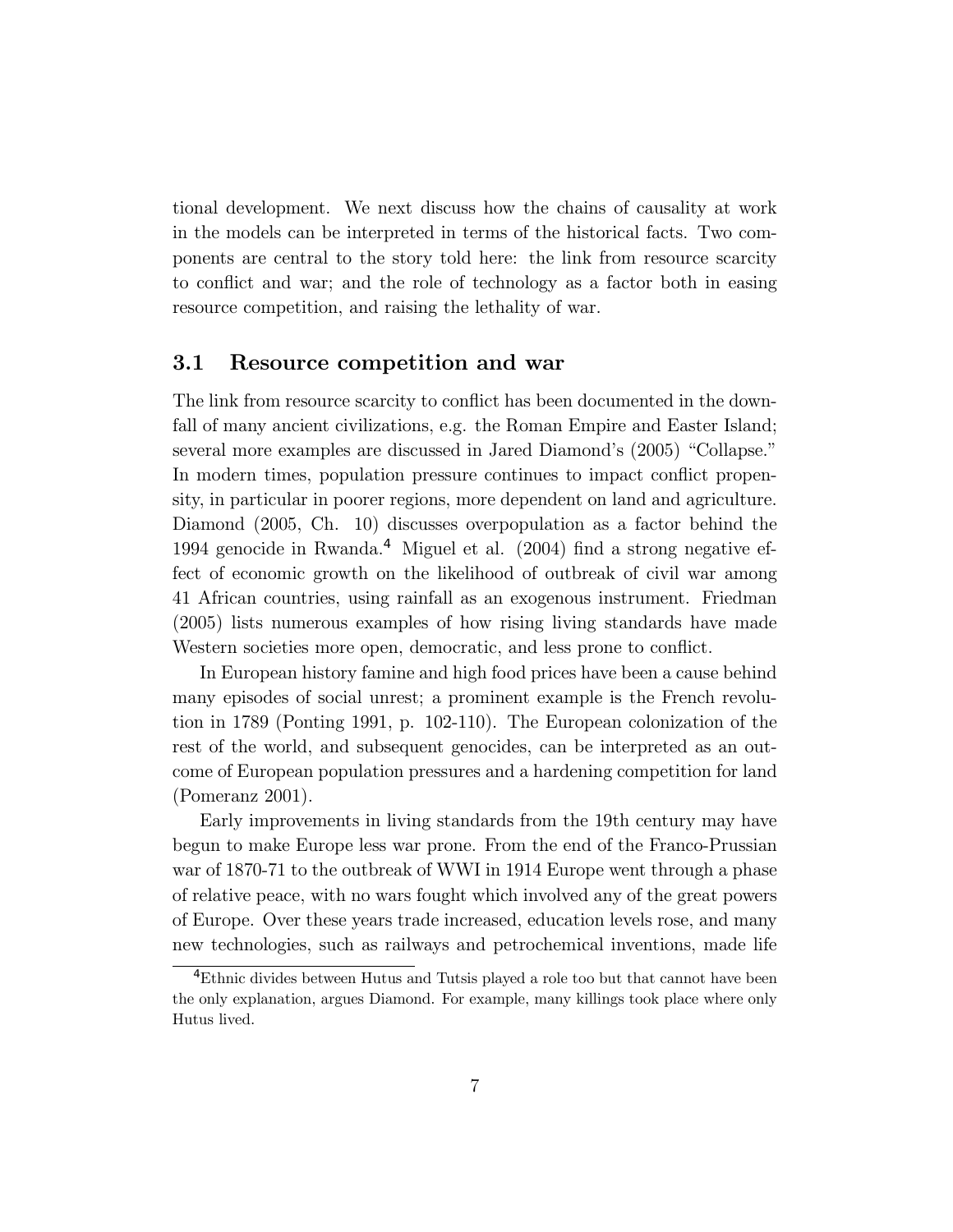tional development. We next discuss how the chains of causality at work in the models can be interpreted in terms of the historical facts. Two components are central to the story told here: the link from resource scarcity to conflict and war; and the role of technology as a factor both in easing resource competition, and raising the lethality of war.

### 3.1 Resource competition and war

The link from resource scarcity to conflict has been documented in the downfall of many ancient civilizations, e.g. the Roman Empire and Easter Island; several more examples are discussed in Jared Diamond's (2005) "Collapse." In modern times, population pressure continues to impact conflict propensity, in particular in poorer regions, more dependent on land and agriculture. Diamond (2005, Ch. 10) discusses overpopulation as a factor behind the 1994 genocide in Rwanda.[4] Miguel et al. (2004) find a strong negative effect of economic growth on the likelihood of outbreak of civil war among 41 African countries, using rainfall as an exogenous instrument. Friedman (2005) lists numerous examples of how rising living standards have made Western societies more open, democratic, and less prone to conflict.

In European history famine and high food prices have been a cause behind many episodes of social unrest; a prominent example is the French revolution in 1789 (Ponting 1991, p. 102-110). The European colonization of the rest of the world, and subsequent genocides, can be interpreted as an outcome of European population pressures and a hardening competition for land (Pomeranz 2001).

Early improvements in living standards from the 19th century may have begun to make Europe less war prone. From the end of the Franco-Prussian war of 1870-71 to the outbreak of WWI in 1914 Europe went through a phase of relative peace, with no wars fought which involved any of the great powers of Europe. Over these years trade increased, education levels rose, and many new technologies, such as railways and petrochemical inventions, made life

[4] Ethnic divides between Hutus and Tutsis played a role too but that cannot have been the only explanation, argues Diamond. For example, many killings took place where only Hutus lived.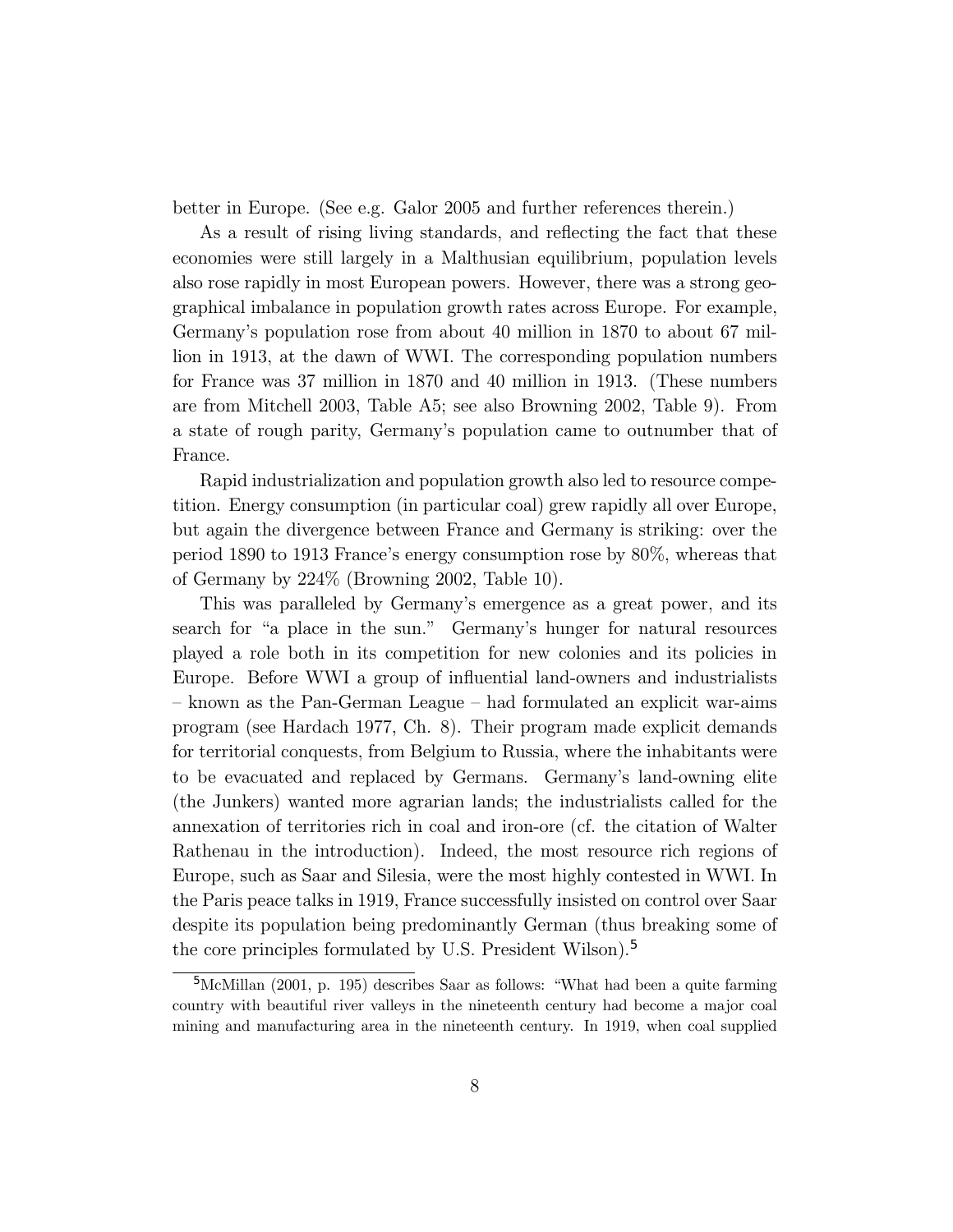better in Europe. (See e.g. Galor 2005 and further references therein.)

As a result of rising living standards, and reflecting the fact that these economies were still largely in a Malthusian equilibrium, population levels also rose rapidly in most European powers. However, there was a strong geographical imbalance in population growth rates across Europe. For example, Germany's population rose from about 40 million in 1870 to about 67 million in 1913, at the dawn of WWI. The corresponding population numbers for France was 37 million in 1870 and 40 million in 1913. (These numbers are from Mitchell 2003, Table A5; see also Browning 2002, Table 9). From a state of rough parity, Germany's population came to outnumber that of France.

Rapid industrialization and population growth also led to resource competition. Energy consumption (in particular coal) grew rapidly all over Europe, but again the divergence between France and Germany is striking: over the period 1890 to 1913 France's energy consumption rose by 80%, whereas that of Germany by 224% (Browning 2002, Table 10).

This was paralleled by Germany's emergence as a great power, and its search for "a place in the sun." Germany's hunger for natural resources played a role both in its competition for new colonies and its policies in Europe. Before WWI a group of influential land-owners and industrialists – known as the Pan-German League – had formulated an explicit war-aims program (see Hardach 1977, Ch. 8). Their program made explicit demands for territorial conquests, from Belgium to Russia, where the inhabitants were to be evacuated and replaced by Germans. Germany's land-owning elite (the Junkers) wanted more agrarian lands; the industrialists called for the annexation of territories rich in coal and iron-ore (cf. the citation of Walter Rathenau in the introduction). Indeed, the most resource rich regions of Europe, such as Saar and Silesia, were the most highly contested in WWI. In the Paris peace talks in 1919, France successfully insisted on control over Saar despite its population being predominantly German (thus breaking some of the core principles formulated by U.S. President Wilson).[5]

[5] McMillan (2001, p. 195) describes Saar as follows: "What had been a quite farming country with beautiful river valleys in the nineteenth century had become a major coal mining and manufacturing area in the nineteenth century. In 1919, when coal supplied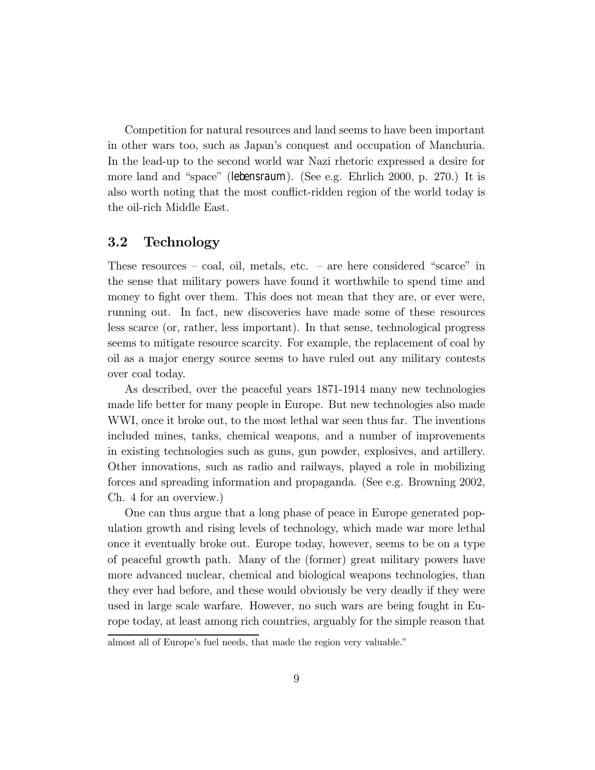Competition for natural resources and land seems to have been important in other wars too, such as Japan's conquest and occupation of Manchuria. In the lead-up to the second world war Nazi rhetoric expressed a desire for more land and "space" (*lebensraum*). (See e.g. Ehrlich 2000, p. 270.) It is also worth noting that the most conflict-ridden region of the world today is the oil-rich Middle East.

## 3.2 Technology

These resources – coal, oil, metals, etc. – are here considered "scarce" in the sense that military powers have found it worthwhile to spend time and money to fight over them. This does not mean that they are, or ever were, running out. In fact, new discoveries have made some of these resources less scarce (or, rather, less important). In that sense, technological progress seems to mitigate resource scarcity. For example, the replacement of coal by oil as a major energy source seems to have ruled out any military contests over coal today.

As described, over the peaceful years 1871-1914 many new technologies made life better for many people in Europe. But new technologies also made WWI, once it broke out, to the most lethal war seen thus far. The inventions included mines, tanks, chemical weapons, and a number of improvements in existing technologies such as guns, gun powder, explosives, and artillery. Other innovations, such as radio and railways, played a role in mobilizing forces and spreading information and propaganda. (See e.g. Browning 2002, Ch. 4 for an overview.)

One can thus argue that a long phase of peace in Europe generated population growth and rising levels of technology, which made war more lethal once it eventually broke out. Europe today, however, seems to be on a type of peaceful growth path. Many of the (former) great military powers have more advanced nuclear, chemical and biological weapons technologies, than they ever had before, and these would obviously be very deadly if they were used in large scale warfare. However, no such wars are being fought in Europe today, at least among rich countries, arguably for the simple reason that

almost all of Europe's fuel needs, that made the region very valuable."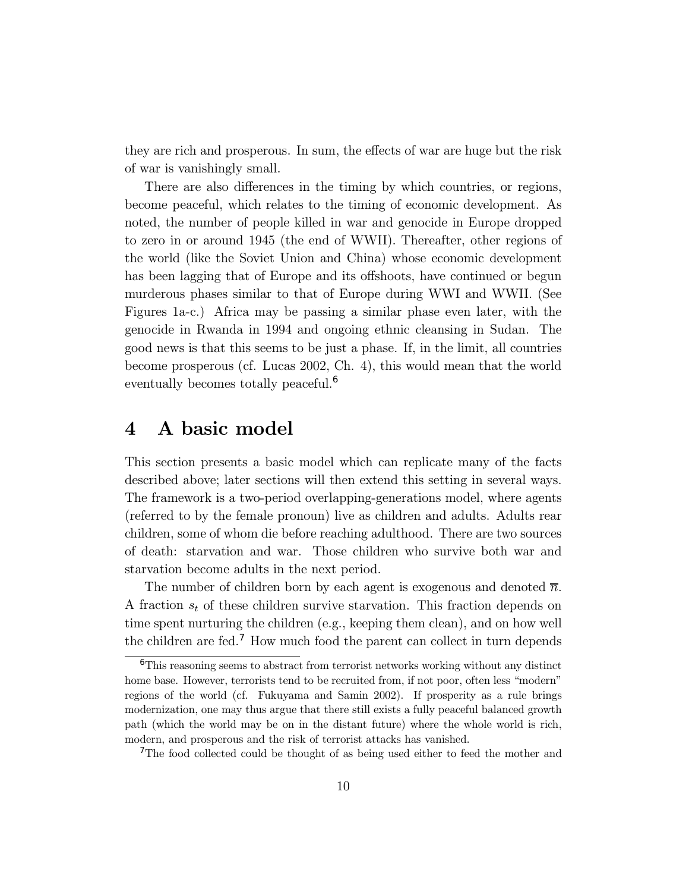they are rich and prosperous. In sum, the effects of war are huge but the risk of war is vanishingly small.

There are also differences in the timing by which countries, or regions, become peaceful, which relates to the timing of economic development. As noted, the number of people killed in war and genocide in Europe dropped to zero in or around 1945 (the end of WWII). Thereafter, other regions of the world (like the Soviet Union and China) whose economic development has been lagging that of Europe and its offshoots, have continued or begun murderous phases similar to that of Europe during WWI and WWII. (See Figures 1a-c.) Africa may be passing a similar phase even later, with the genocide in Rwanda in 1994 and ongoing ethnic cleansing in Sudan. The good news is that this seems to be just a phase. If, in the limit, all countries become prosperous (cf. Lucas 2002, Ch. 4), this would mean that the world eventually becomes totally peaceful.[6]

# 4 A basic model

This section presents a basic model which can replicate many of the facts described above; later sections will then extend this setting in several ways. The framework is a two-period overlapping-generations model, where agents (referred to by the female pronoun) live as children and adults. Adults rear children, some of whom die before reaching adulthood. There are two sources of death: starvation and war. Those children who survive both war and starvation become adults in the next period.

The number of children born by each agent is exogenous and denoted $\overline{n}$. A fraction $s_t$ of these children survive starvation. This fraction depends on time spent nurturing the children (e.g., keeping them clean), and on how well the children are fed.[7] How much food the parent can collect in turn depends

---

[6] This reasoning seems to abstract from terrorist networks working without any distinct home base. However, terrorists tend to be recruited from, if not poor, often less "modern" regions of the world (cf. Fukuyama and Samin 2002). If prosperity as a rule brings modernization, one may thus argue that there still exists a fully peaceful balanced growth path (which the world may be on in the distant future) where the whole world is rich, modern, and prosperous and the risk of terrorist attacks has vanished.

[7] The food collected could be thought of as being used either to feed the mother and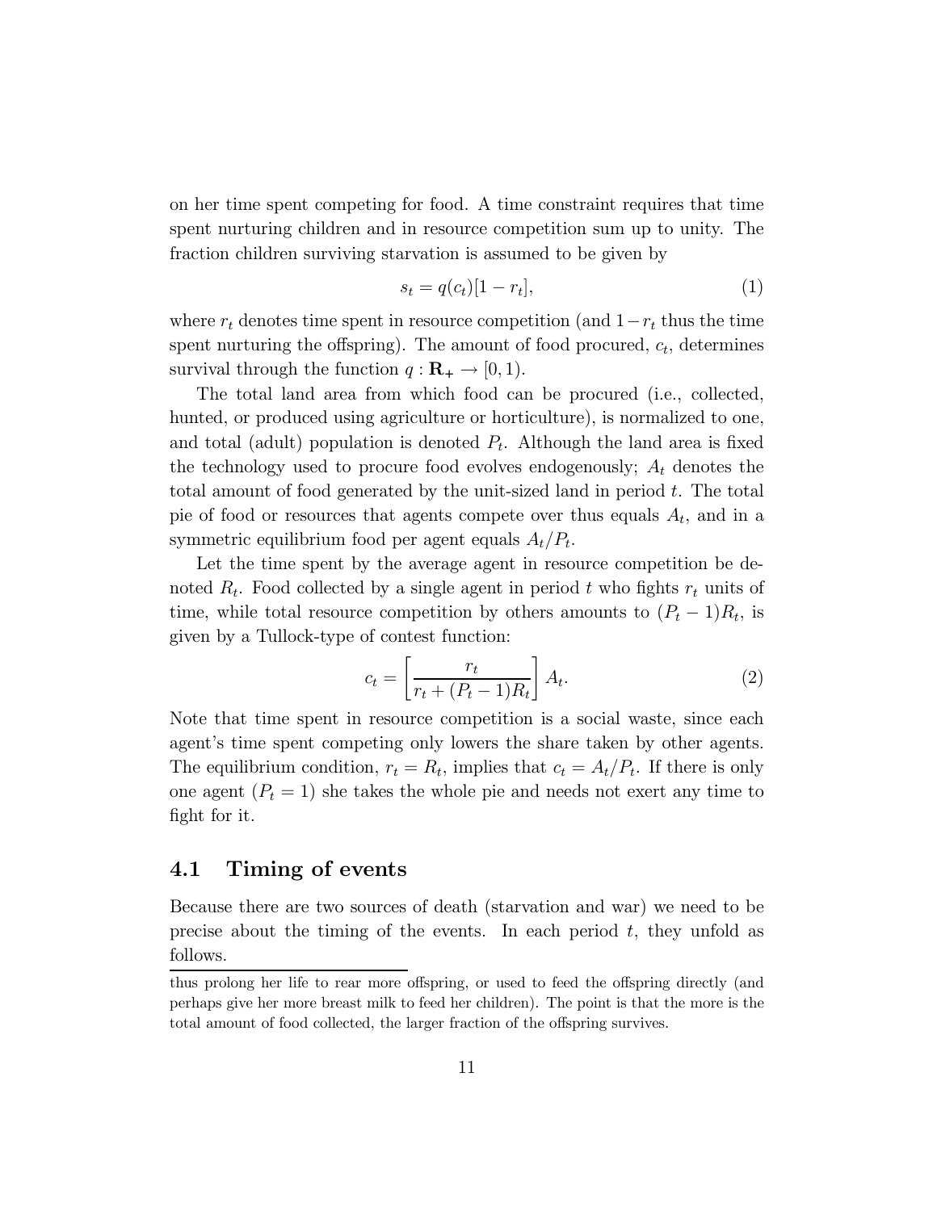on her time spent competing for food. A time constraint requires that time spent nurturing children and in resource competition sum up to unity. The fraction children surviving starvation is assumed to be given by

$$s_t = q(c_t)[1 - r_t], \tag{1}$$

where $r_t$ denotes time spent in resource competition (and $1 - r_t$ thus the time spent nurturing the offspring). The amount of food procured, $c_t$, determines survival through the function $q : \mathbf{R}_+ \rightarrow [0, 1)$.

The total land area from which food can be procured (i.e., collected, hunted, or produced using agriculture or horticulture), is normalized to one, and total (adult) population is denoted $P_t$. Although the land area is fixed the technology used to procure food evolves endogenously; $A_t$ denotes the total amount of food generated by the unit-sized land in period $t$. The total pie of food or resources that agents compete over thus equals $A_t$, and in a symmetric equilibrium food per agent equals $A_t/P_t$.

Let the time spent by the average agent in resource competition be denoted $R_t$. Food collected by a single agent in period $t$ who fights $r_t$ units of time, while total resource competition by others amounts to $(P_t - 1)R_t$, is given by a Tullock-type of contest function:

$$c_t = \left[\frac{r_t}{r_t + (P_t - 1)R_t}\right] A_t. \tag{2}$$

Note that time spent in resource competition is a social waste, since each agent's time spent competing only lowers the share taken by other agents. The equilibrium condition, $r_t = R_t$, implies that $c_t = A_t/P_t$. If there is only one agent ($P_t = 1$) she takes the whole pie and needs not exert any time to fight for it.

## 4.1 Timing of events

Because there are two sources of death (starvation and war) we need to be precise about the timing of the events. In each period $t$, they unfold as follows.

thus prolong her life to rear more offspring, or used to feed the offspring directly (and perhaps give her more breast milk to feed her children). The point is that the more is the total amount of food collected, the larger fraction of the offspring survives.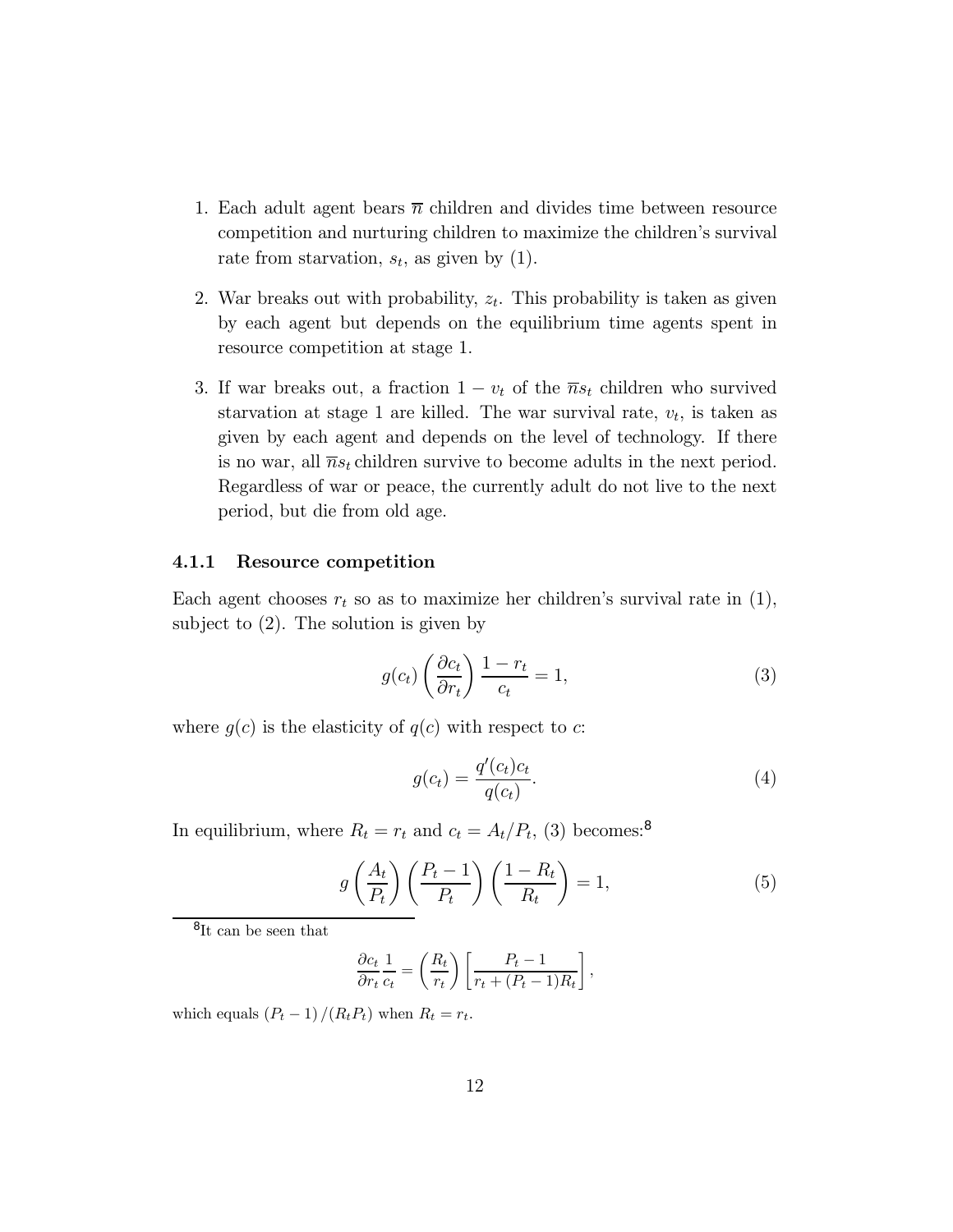1. Each adult agent bears $\overline{n}$ children and divides time between resource competition and nurturing children to maximize the children's survival rate from starvation, $s_t$, as given by (1).

2. War breaks out with probability, $z_t$. This probability is taken as given by each agent but depends on the equilibrium time agents spent in resource competition at stage 1.

3. If war breaks out, a fraction $1 - v_t$ of the $\overline{n}s_t$ children who survived starvation at stage 1 are killed. The war survival rate, $v_t$, is taken as given by each agent and depends on the level of technology. If there is no war, all $\overline{n}s_t$ children survive to become adults in the next period. Regardless of war or peace, the currently adult do not live to the next period, but die from old age.

### 4.1.1 Resource competition

Each agent chooses $r_t$ so as to maximize her children's survival rate in (1), subject to (2). The solution is given by

$$g(c_t)\left(\frac{\partial c_t}{\partial r_t}\right)\frac{1-r_t}{c_t} = 1, \tag{3}$$

where $g(c)$ is the elasticity of $q(c)$ with respect to $c$:

$$g(c_t) = \frac{q'(c_t)c_t}{q(c_t)}. \tag{4}$$

In equilibrium, where $R_t = r_t$ and $c_t = A_t/P_t$, (3) becomes:[8]

$$g\left(\frac{A_t}{P_t}\right)\left(\frac{P_t - 1}{P_t}\right)\left(\frac{1-R_t}{R_t}\right) = 1, \tag{5}$$

[8] It can be seen that

$$\frac{\partial c_t}{\partial r_t}\frac{1}{c_t} = \left(\frac{R_t}{r_t}\right)\left[\frac{P_t - 1}{r_t + (P_t - 1)R_t}\right],$$

which equals $(P_t - 1)/(R_t P_t)$ when $R_t = r_t$.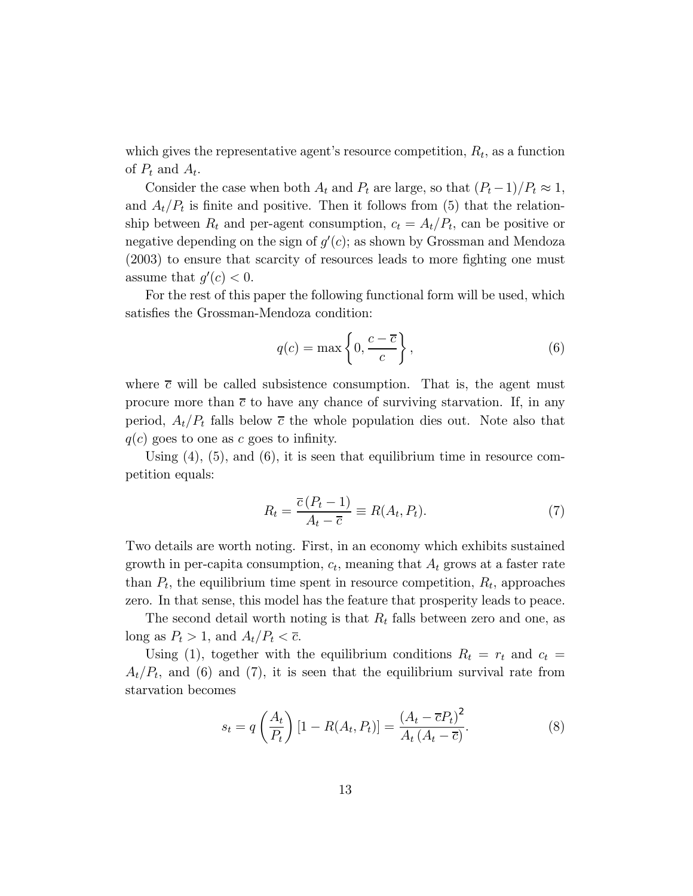which gives the representative agent's resource competition, $R_t$, as a function of $P_t$ and $A_t$.

Consider the case when both $A_t$ and $P_t$ are large, so that $(P_t - 1)/P_t \approx 1$, and $A_t/P_t$ is finite and positive. Then it follows from (5) that the relationship between $R_t$ and per-agent consumption, $c_t = A_t/P_t$, can be positive or negative depending on the sign of $g'(c)$; as shown by Grossman and Mendoza (2003) to ensure that scarcity of resources leads to more fighting one must assume that $g'(c) < 0$.

For the rest of this paper the following functional form will be used, which satisfies the Grossman-Mendoza condition:

$$q(c) = \max\left\{0, \frac{c - \overline{c}}{c}\right\}, \tag{6}$$

where $\overline{c}$ will be called subsistence consumption. That is, the agent must procure more than $\overline{c}$ to have any chance of surviving starvation. If, in any period, $A_t/P_t$ falls below $\overline{c}$ the whole population dies out. Note also that $q(c)$ goes to one as $c$ goes to infinity.

Using (4), (5), and (6), it is seen that equilibrium time in resource competition equals:

$$R_t = \frac{\overline{c}\,(P_t - 1)}{A_t - \overline{c}} \equiv R(A_t, P_t). \tag{7}$$

Two details are worth noting. First, in an economy which exhibits sustained growth in per-capita consumption, $c_t$, meaning that $A_t$ grows at a faster rate than $P_t$, the equilibrium time spent in resource competition, $R_t$, approaches zero. In that sense, this model has the feature that prosperity leads to peace.

The second detail worth noting is that $R_t$ falls between zero and one, as long as $P_t > 1$, and $A_t/P_t < \overline{c}$.

Using (1), together with the equilibrium conditions $R_t = r_t$ and $c_t = A_t/P_t$, and (6) and (7), it is seen that the equilibrium survival rate from starvation becomes

$$s_t = q\left(\frac{A_t}{P_t}\right)\left[1 - R(A_t, P_t)\right] = \frac{\left(A_t - \overline{c}P_t\right)^2}{A_t\left(A_t - \overline{c}\right)}. \tag{8}$$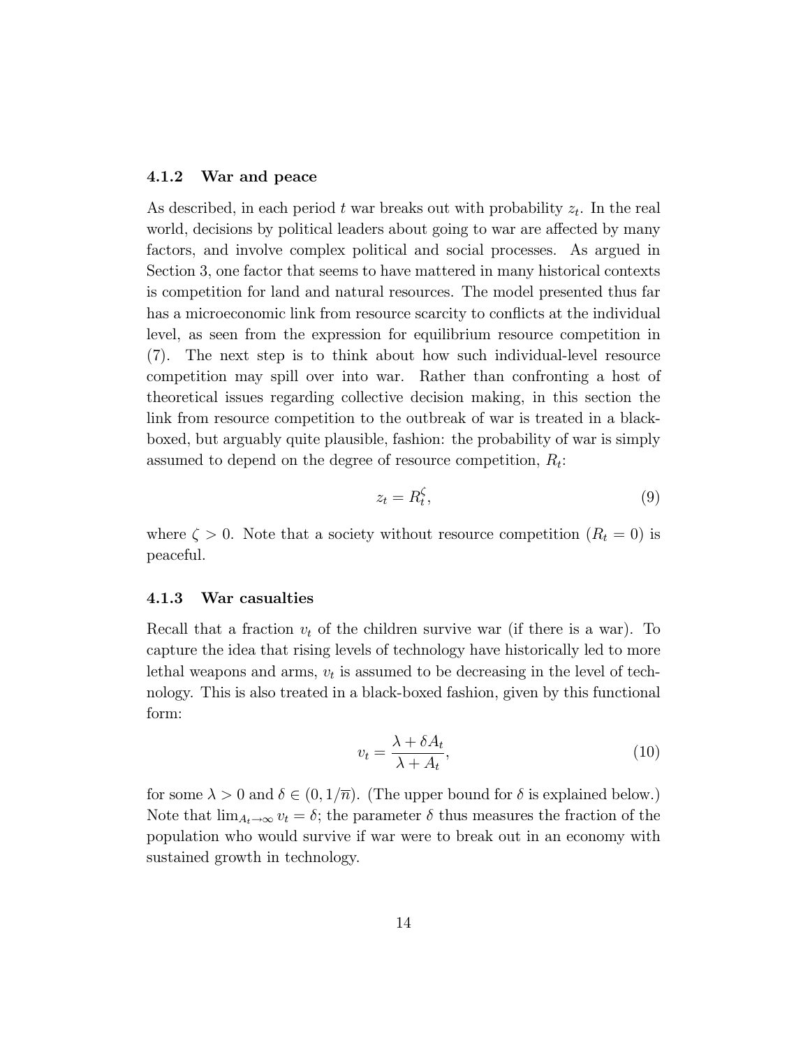### 4.1.2 War and peace

As described, in each period $t$ war breaks out with probability $z_t$. In the real world, decisions by political leaders about going to war are affected by many factors, and involve complex political and social processes. As argued in Section 3, one factor that seems to have mattered in many historical contexts is competition for land and natural resources. The model presented thus far has a microeconomic link from resource scarcity to conflicts at the individual level, as seen from the expression for equilibrium resource competition in (7). The next step is to think about how such individual-level resource competition may spill over into war. Rather than confronting a host of theoretical issues regarding collective decision making, in this section the link from resource competition to the outbreak of war is treated in a black-boxed, but arguably quite plausible, fashion: the probability of war is simply assumed to depend on the degree of resource competition, $R_t$:

$$z_t = R_t^{\zeta}, \tag{9}$$

where $\zeta > 0$. Note that a society without resource competition ($R_t = 0$) is peaceful.

### 4.1.3 War casualties

Recall that a fraction $v_t$ of the children survive war (if there is a war). To capture the idea that rising levels of technology have historically led to more lethal weapons and arms, $v_t$ is assumed to be decreasing in the level of technology. This is also treated in a black-boxed fashion, given by this functional form:

$$v_t = \frac{\lambda + \delta A_t}{\lambda + A_t}, \tag{10}$$

for some $\lambda > 0$ and $\delta \in (0, 1/\overline{n})$. (The upper bound for $\delta$ is explained below.) Note that $\lim_{A_t \to \infty} v_t = \delta$; the parameter $\delta$ thus measures the fraction of the population who would survive if war were to break out in an economy with sustained growth in technology.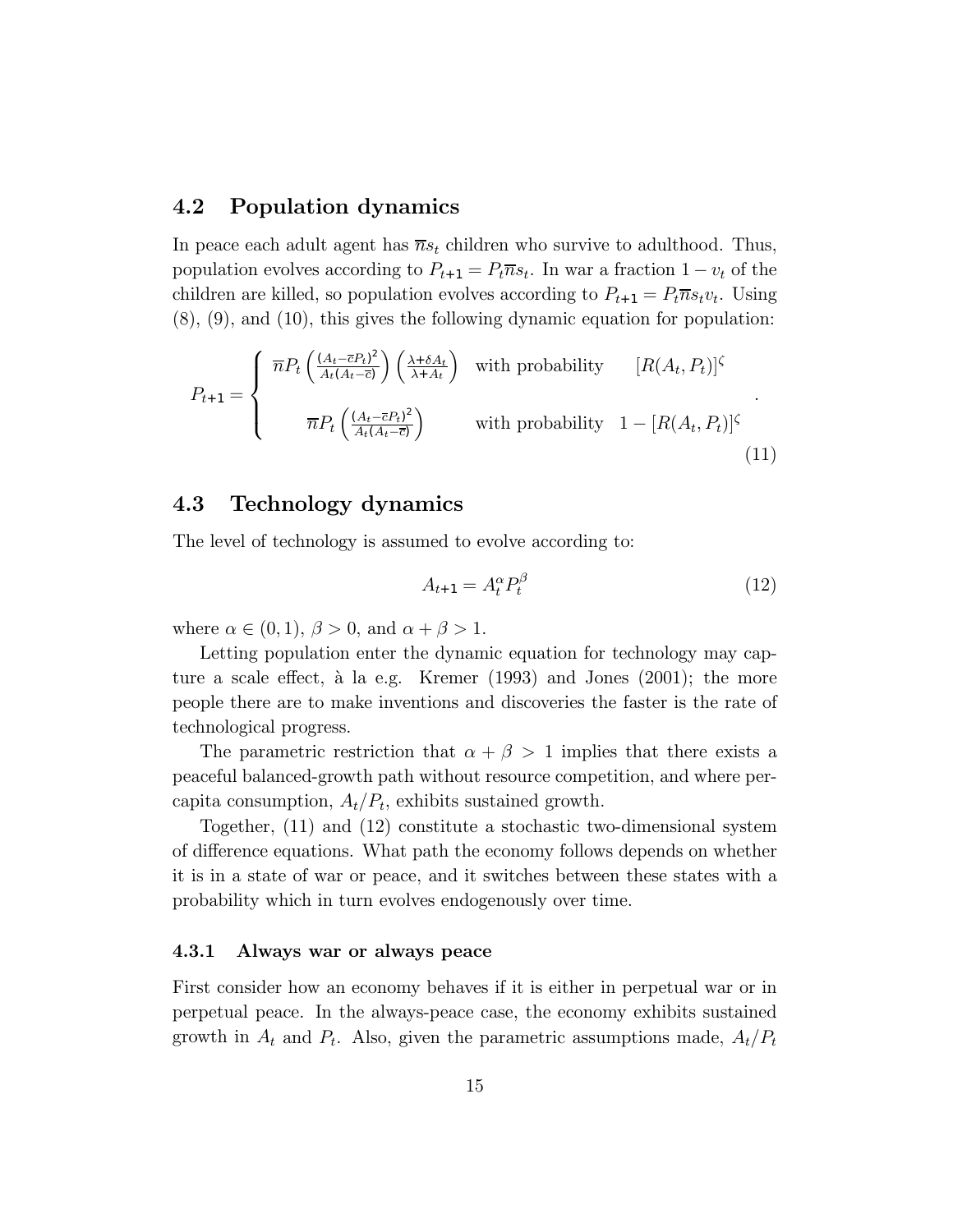## 4.2 Population dynamics

In peace each adult agent has $\overline{n}s_t$ children who survive to adulthood. Thus, population evolves according to $P_{t+1} = P_t\overline{n}s_t$. In war a fraction $1 - v_t$ of the children are killed, so population evolves according to $P_{t+1} = P_t\overline{n}s_t v_t$. Using (8), (9), and (10), this gives the following dynamic equation for population:

$$P_{t+1} = \begin{cases} \overline{n}P_t\left(\frac{(A_t-\overline{c}P_t)^2}{A_t(A_t-\overline{c})}\right)\left(\frac{\lambda+\delta A_t}{\lambda+A_t}\right) & \text{with probability} \quad [R(A_t,P_t)]^{\zeta} \\ \overline{n}P_t\left(\frac{(A_t-\overline{c}P_t)^2}{A_t(A_t-\overline{c})}\right) & \text{with probability} \quad 1-[R(A_t,P_t)]^{\zeta} \end{cases}. \tag{11}$$

## 4.3 Technology dynamics

The level of technology is assumed to evolve according to:

$$A_{t+1} = A_t^{\alpha}P_t^{\beta} \tag{12}$$

where $\alpha \in (0,1)$, $\beta > 0$, and $\alpha + \beta > 1$.

Letting population enter the dynamic equation for technology may capture a scale effect, à la e.g. Kremer (1993) and Jones (2001); the more people there are to make inventions and discoveries the faster is the rate of technological progress.

The parametric restriction that $\alpha + \beta > 1$ implies that there exists a peaceful balanced-growth path without resource competition, and where per-capita consumption, $A_t/P_t$, exhibits sustained growth.

Together, (11) and (12) constitute a stochastic two-dimensional system of difference equations. What path the economy follows depends on whether it is in a state of war or peace, and it switches between these states with a probability which in turn evolves endogenously over time.

### 4.3.1 Always war or always peace

First consider how an economy behaves if it is either in perpetual war or in perpetual peace. In the always-peace case, the economy exhibits sustained growth in $A_t$ and $P_t$. Also, given the parametric assumptions made, $A_t/P_t$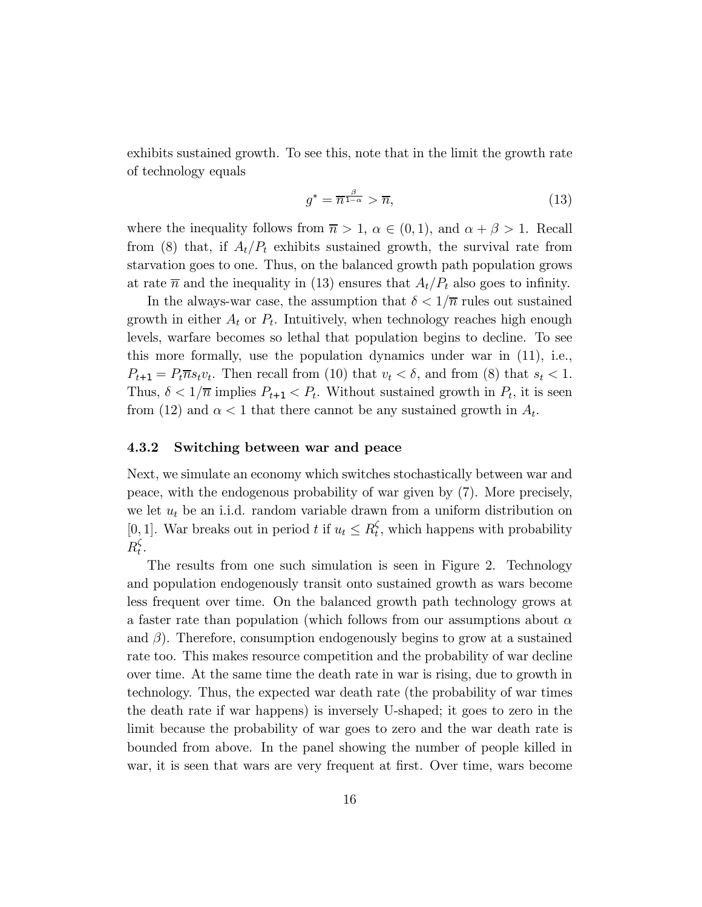exhibits sustained growth. To see this, note that in the limit the growth rate of technology equals

$$g^* = \overline{n}^{\frac{\beta}{1-\alpha}} > \overline{n}, \tag{13}$$

where the inequality follows from $\overline{n} > 1$, $\alpha \in (0, 1)$, and $\alpha + \beta > 1$. Recall from (8) that, if $A_t/P_t$ exhibits sustained growth, the survival rate from starvation goes to one. Thus, on the balanced growth path population grows at rate $\overline{n}$ and the inequality in (13) ensures that $A_t/P_t$ also goes to infinity.

In the always-war case, the assumption that $\delta < 1/\overline{n}$ rules out sustained growth in either $A_t$ or $P_t$. Intuitively, when technology reaches high enough levels, warfare becomes so lethal that population begins to decline. To see this more formally, use the population dynamics under war in (11), i.e., $P_{t+1} = P_t \overline{n} s_t v_t$. Then recall from (10) that $v_t < \delta$, and from (8) that $s_t < 1$. Thus, $\delta < 1/\overline{n}$ implies $P_{t+1} < P_t$. Without sustained growth in $P_t$, it is seen from (12) and $\alpha < 1$ that there cannot be any sustained growth in $A_t$.

### 4.3.2 Switching between war and peace

Next, we simulate an economy which switches stochastically between war and peace, with the endogenous probability of war given by (7). More precisely, we let $u_t$ be an i.i.d. random variable drawn from a uniform distribution on $[0, 1]$. War breaks out in period $t$ if $u_t \leq R_t^{\zeta}$, which happens with probability $R_t^{\zeta}$.

The results from one such simulation is seen in Figure 2. Technology and population endogenously transit onto sustained growth as wars become less frequent over time. On the balanced growth path technology grows at a faster rate than population (which follows from our assumptions about $\alpha$ and $\beta$). Therefore, consumption endogenously begins to grow at a sustained rate too. This makes resource competition and the probability of war decline over time. At the same time the death rate in war is rising, due to growth in technology. Thus, the expected war death rate (the probability of war times the death rate if war happens) is inversely U-shaped; it goes to zero in the limit because the probability of war goes to zero and the war death rate is bounded from above. In the panel showing the number of people killed in war, it is seen that wars are very frequent at first. Over time, wars become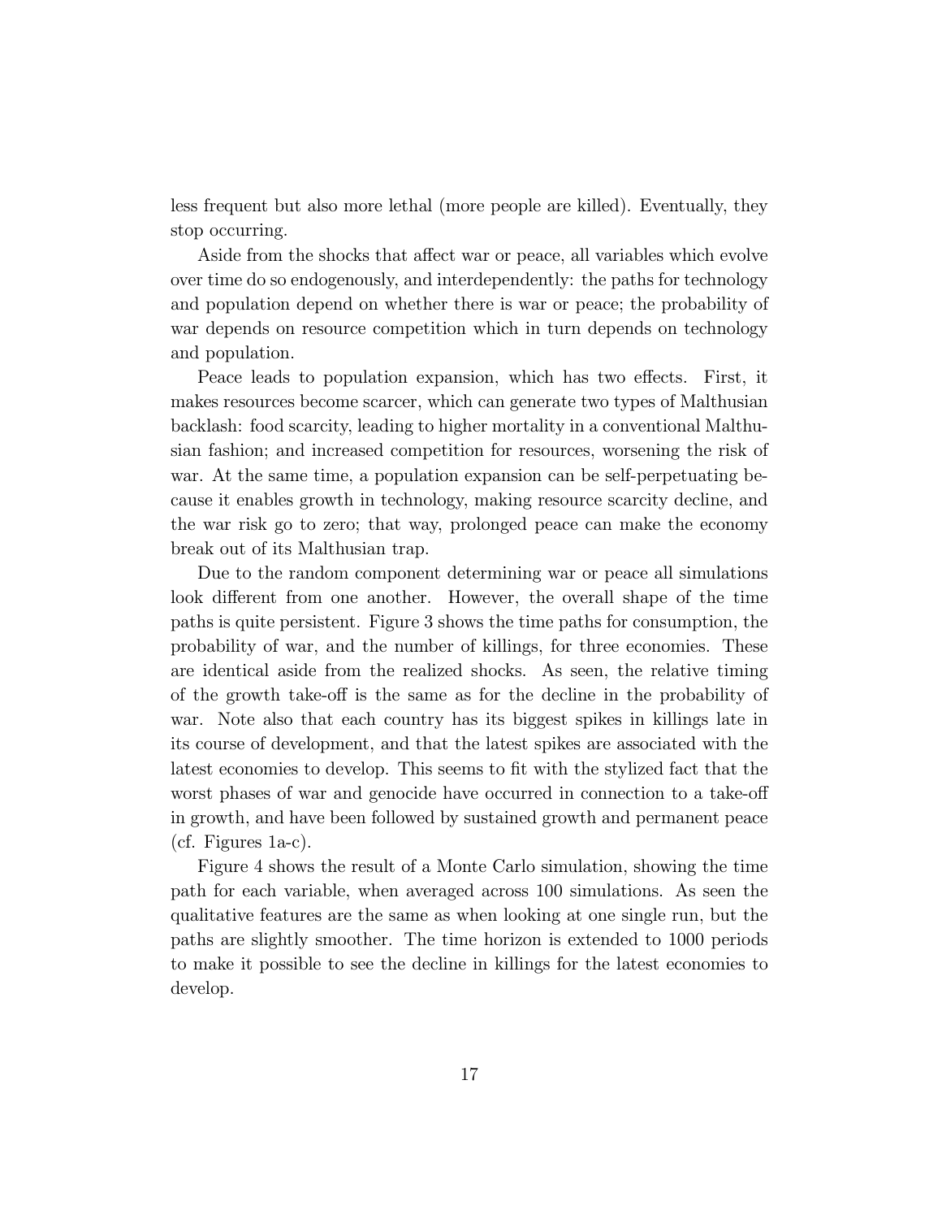less frequent but also more lethal (more people are killed). Eventually, they stop occurring.

Aside from the shocks that affect war or peace, all variables which evolve over time do so endogenously, and interdependently: the paths for technology and population depend on whether there is war or peace; the probability of war depends on resource competition which in turn depends on technology and population.

Peace leads to population expansion, which has two effects. First, it makes resources become scarcer, which can generate two types of Malthusian backlash: food scarcity, leading to higher mortality in a conventional Malthusian fashion; and increased competition for resources, worsening the risk of war. At the same time, a population expansion can be self-perpetuating because it enables growth in technology, making resource scarcity decline, and the war risk go to zero; that way, prolonged peace can make the economy break out of its Malthusian trap.

Due to the random component determining war or peace all simulations look different from one another. However, the overall shape of the time paths is quite persistent. Figure 3 shows the time paths for consumption, the probability of war, and the number of killings, for three economies. These are identical aside from the realized shocks. As seen, the relative timing of the growth take-off is the same as for the decline in the probability of war. Note also that each country has its biggest spikes in killings late in its course of development, and that the latest spikes are associated with the latest economies to develop. This seems to fit with the stylized fact that the worst phases of war and genocide have occurred in connection to a take-off in growth, and have been followed by sustained growth and permanent peace (cf. Figures 1a-c).

Figure 4 shows the result of a Monte Carlo simulation, showing the time path for each variable, when averaged across 100 simulations. As seen the qualitative features are the same as when looking at one single run, but the paths are slightly smoother. The time horizon is extended to 1000 periods to make it possible to see the decline in killings for the latest economies to develop.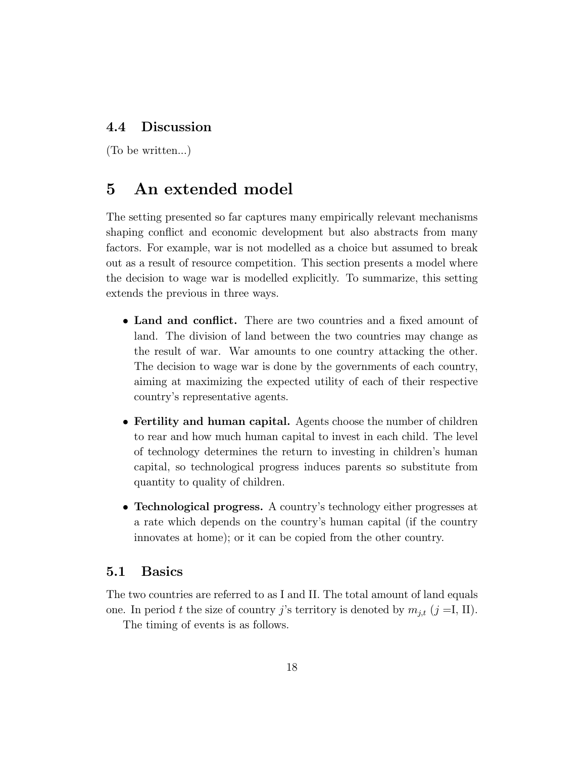### 4.4 Discussion

(To be written...)

## 5 An extended model

The setting presented so far captures many empirically relevant mechanisms shaping conflict and economic development but also abstracts from many factors. For example, war is not modelled as a choice but assumed to break out as a result of resource competition. This section presents a model where the decision to wage war is modelled explicitly. To summarize, this setting extends the previous in three ways.

- **Land and conflict.** There are two countries and a fixed amount of land. The division of land between the two countries may change as the result of war. War amounts to one country attacking the other. The decision to wage war is done by the governments of each country, aiming at maximizing the expected utility of each of their respective country's representative agents.
- **Fertility and human capital.** Agents choose the number of children to rear and how much human capital to invest in each child. The level of technology determines the return to investing in children's human capital, so technological progress induces parents so substitute from quantity to quality of children.
- **Technological progress.** A country's technology either progresses at a rate which depends on the country's human capital (if the country innovates at home); or it can be copied from the other country.

### 5.1 Basics

The two countries are referred to as I and II. The total amount of land equals one. In period $t$ the size of country $j$'s territory is denoted by $m_{j,t}$ ($j =$I, II).

The timing of events is as follows.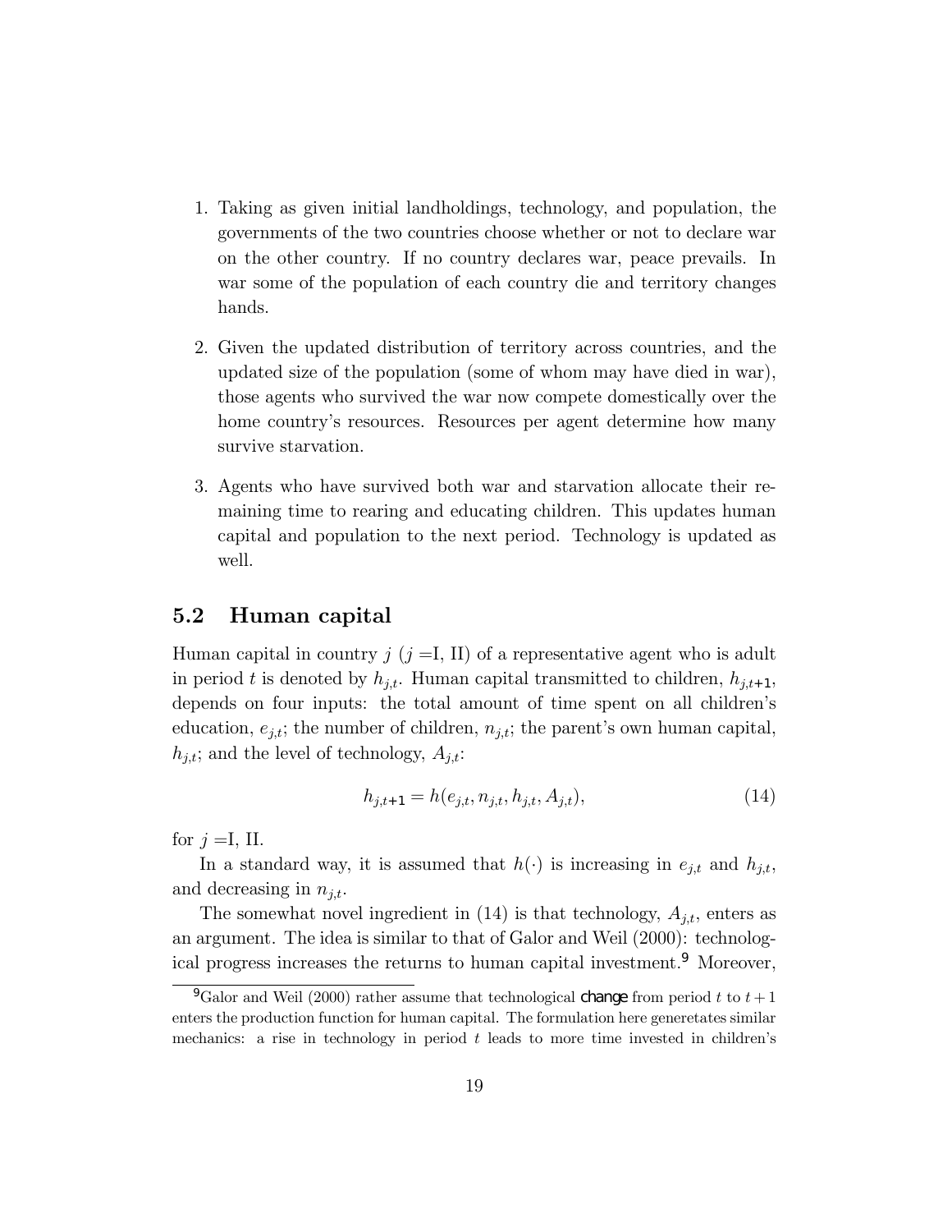1. Taking as given initial landholdings, technology, and population, the governments of the two countries choose whether or not to declare war on the other country. If no country declares war, peace prevails. In war some of the population of each country die and territory changes hands.

2. Given the updated distribution of territory across countries, and the updated size of the population (some of whom may have died in war), those agents who survived the war now compete domestically over the home country's resources. Resources per agent determine how many survive starvation.

3. Agents who have survived both war and starvation allocate their remaining time to rearing and educating children. This updates human capital and population to the next period. Technology is updated as well.

## 5.2 Human capital

Human capital in country $j$ ($j =$I, II) of a representative agent who is adult in period $t$ is denoted by $h_{j,t}$. Human capital transmitted to children, $h_{j,t+1}$, depends on four inputs: the total amount of time spent on all children's education, $e_{j,t}$; the number of children, $n_{j,t}$; the parent's own human capital, $h_{j,t}$; and the level of technology, $A_{j,t}$:

$$h_{j,t+1} = h(e_{j,t}, n_{j,t}, h_{j,t}, A_{j,t}), \tag{14}$$

for $j =$I, II.

In a standard way, it is assumed that $h(\cdot)$ is increasing in $e_{j,t}$ and $h_{j,t}$, and decreasing in $n_{j,t}$.

The somewhat novel ingredient in (14) is that technology, $A_{j,t}$, enters as an argument. The idea is similar to that of Galor and Weil (2000): technological progress increases the returns to human capital investment.[9] Moreover,

[9] Galor and Weil (2000) rather assume that technological change from period $t$ to $t+1$ enters the production function for human capital. The formulation here generetates similar mechanics: a rise in technology in period $t$ leads to more time invested in children's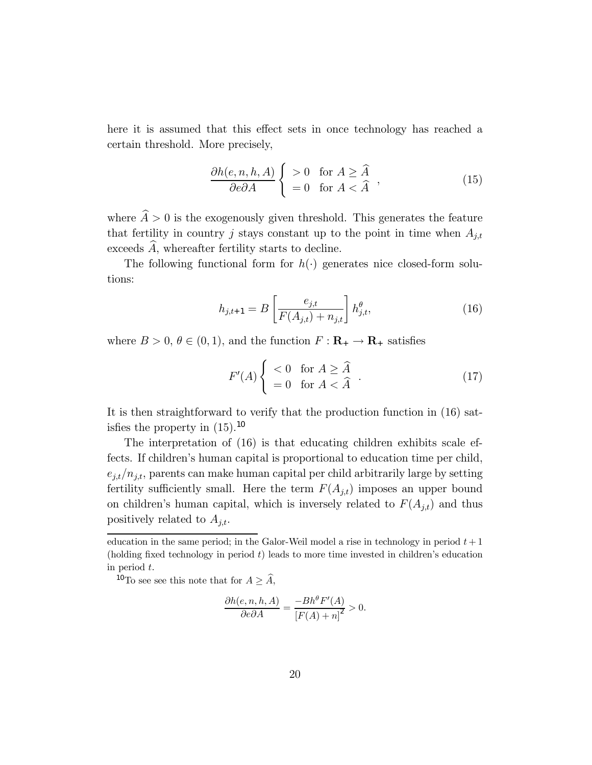here it is assumed that this effect sets in once technology has reached a certain threshold. More precisely,

$$\frac{\partial h(e,n,h,A)}{\partial e \partial A} \begin{cases} > 0 & \text{for } A \geq \widehat{A} \\ = 0 & \text{for } A < \widehat{A} \end{cases}, \tag{15}$$

where $\widehat{A} > 0$ is the exogenously given threshold. This generates the feature that fertility in country $j$ stays constant up to the point in time when $A_{j,t}$ exceeds $\widehat{A}$, whereafter fertility starts to decline.

The following functional form for $h(\cdot)$ generates nice closed-form solutions:

$$h_{j,t+1} = B \left[ \frac{e_{j,t}}{F(A_{j,t}) + n_{j,t}} \right] h_{j,t}^{\theta}, \tag{16}$$

where $B > 0$, $\theta \in (0,1)$, and the function $F : \mathbf{R}_{+} \to \mathbf{R}_{+}$ satisfies

$$F'(A) \begin{cases} < 0 & \text{for } A \geq \widehat{A} \\ = 0 & \text{for } A < \widehat{A} \end{cases}. \tag{17}$$

It is then straightforward to verify that the production function in (16) satisfies the property in (15).[10]

The interpretation of (16) is that educating children exhibits scale effects. If children's human capital is proportional to education time per child, $e_{j,t}/n_{j,t}$, parents can make human capital per child arbitrarily large by setting fertility sufficiently small. Here the term $F(A_{j,t})$ imposes an upper bound on children's human capital, which is inversely related to $F(A_{j,t})$ and thus positively related to $A_{j,t}$.

---

education in the same period; in the Galor-Weil model a rise in technology in period $t+1$ (holding fixed technology in period $t$) leads to more time invested in children's education in period $t$.

[10] To see see this note that for $A \geq \widehat{A}$,

$$\frac{\partial h(e,n,h,A)}{\partial e \partial A} = \frac{-Bh^{\theta} F'(A)}{\left[F(A) + n\right]^2} > 0.$$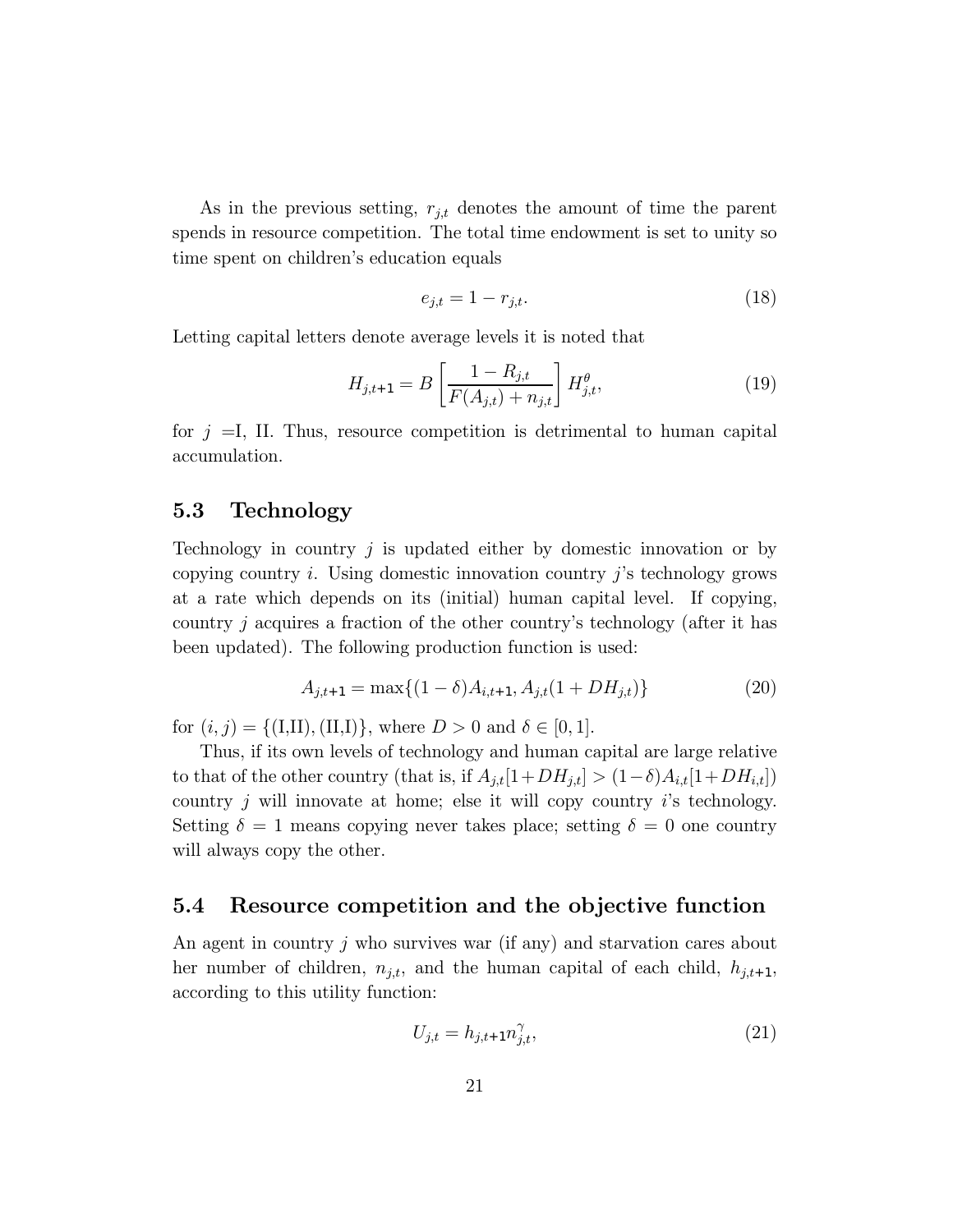As in the previous setting, $r_{j,t}$ denotes the amount of time the parent spends in resource competition. The total time endowment is set to unity so time spent on children's education equals

$$e_{j,t} = 1 - r_{j,t}. \tag{18}$$

Letting capital letters denote average levels it is noted that

$$H_{j,t+1} = B \left[ \frac{1 - R_{j,t}}{F(A_{j,t}) + n_{j,t}} \right] H_{j,t}^{\theta}, \tag{19}$$

for $j$ =I, II. Thus, resource competition is detrimental to human capital accumulation.

## 5.3 Technology

Technology in country $j$ is updated either by domestic innovation or by copying country $i$. Using domestic innovation country $j$'s technology grows at a rate which depends on its (initial) human capital level. If copying, country $j$ acquires a fraction of the other country's technology (after it has been updated). The following production function is used:

$$A_{j,t+1} = \max\{(1-\delta)A_{i,t+1}, A_{j,t}(1 + DH_{j,t})\} \tag{20}$$

for $(i, j) = \{(\text{I},\text{II}), (\text{II},\text{I})\}$, where $D > 0$ and $\delta \in [0, 1]$.

Thus, if its own levels of technology and human capital are large relative to that of the other country (that is, if $A_{j,t}[1+DH_{j,t}] > (1-\delta)A_{i,t}[1+DH_{i,t}]$) country $j$ will innovate at home; else it will copy country $i$'s technology. Setting $\delta = 1$ means copying never takes place; setting $\delta = 0$ one country will always copy the other.

## 5.4 Resource competition and the objective function

An agent in country $j$ who survives war (if any) and starvation cares about her number of children, $n_{j,t}$, and the human capital of each child, $h_{j,t+1}$, according to this utility function:

$$U_{j,t} = h_{j,t+1} n_{j,t}^{\gamma}, \tag{21}$$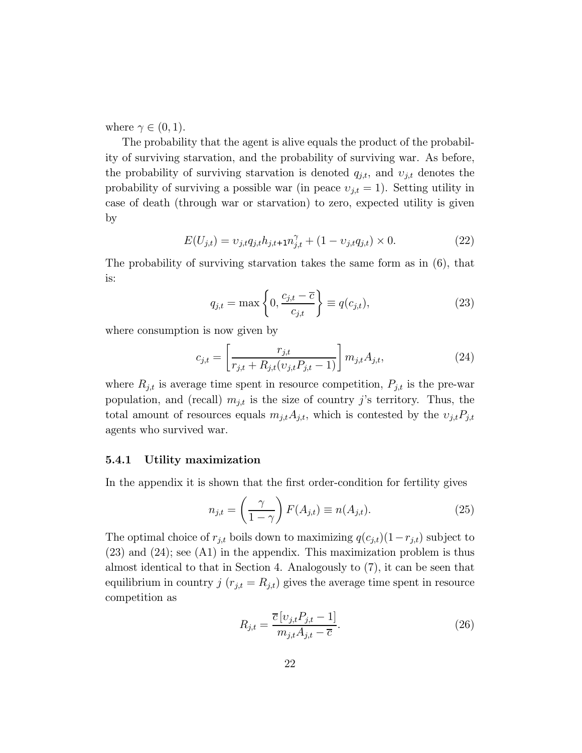where $\gamma \in (0, 1)$.

The probability that the agent is alive equals the product of the probability of surviving starvation, and the probability of surviving war. As before, the probability of surviving starvation is denoted $q_{j,t}$, and $\upsilon_{j,t}$ denotes the probability of surviving a possible war (in peace $\upsilon_{j,t} = 1$). Setting utility in case of death (through war or starvation) to zero, expected utility is given by

$$E(U_{j,t}) = \upsilon_{j,t} q_{j,t} h_{j,t+1} n_{j,t}^{\gamma} + (1 - \upsilon_{j,t} q_{j,t}) \times 0. \tag{22}$$

The probability of surviving starvation takes the same form as in (6), that is:

$$q_{j,t} = \max\left\{0, \frac{c_{j,t} - \overline{c}}{c_{j,t}}\right\} \equiv q(c_{j,t}), \tag{23}$$

where consumption is now given by

$$c_{j,t} = \left[\frac{r_{j,t}}{r_{j,t} + R_{j,t}(\upsilon_{j,t} P_{j,t} - 1)}\right] m_{j,t} A_{j,t}, \tag{24}$$

where $R_{j,t}$ is average time spent in resource competition, $P_{j,t}$ is the pre-war population, and (recall) $m_{j,t}$ is the size of country $j$'s territory. Thus, the total amount of resources equals $m_{j,t} A_{j,t}$, which is contested by the $\upsilon_{j,t} P_{j,t}$ agents who survived war.

### 5.4.1 Utility maximization

In the appendix it is shown that the first order-condition for fertility gives

$$n_{j,t} = \left(\frac{\gamma}{1 - \gamma}\right) F(A_{j,t}) \equiv n(A_{j,t}). \tag{25}$$

The optimal choice of $r_{j,t}$ boils down to maximizing $q(c_{j,t})(1 - r_{j,t})$ subject to (23) and (24); see (A1) in the appendix. This maximization problem is thus almost identical to that in Section 4. Analogously to (7), it can be seen that equilibrium in country $j$ ($r_{j,t} = R_{j,t}$) gives the average time spent in resource competition as

$$R_{j,t} = \frac{\overline{c}\left[\upsilon_{j,t} P_{j,t} - 1\right]}{m_{j,t} A_{j,t} - \overline{c}}. \tag{26}$$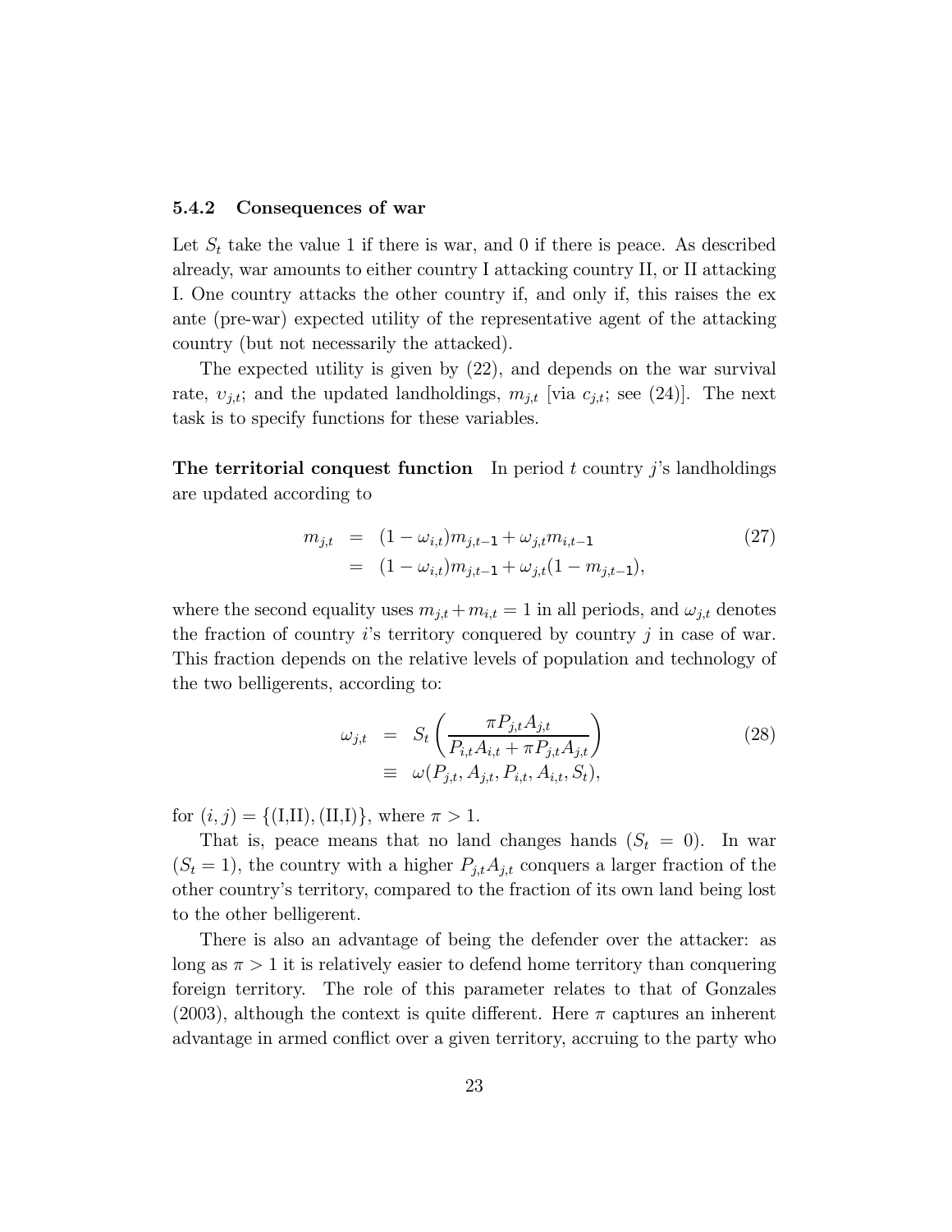### 5.4.2 Consequences of war

Let $S_t$ take the value 1 if there is war, and 0 if there is peace. As described already, war amounts to either country I attacking country II, or II attacking I. One country attacks the other country if, and only if, this raises the ex ante (pre-war) expected utility of the representative agent of the attacking country (but not necessarily the attacked).

The expected utility is given by (22), and depends on the war survival rate, $\upsilon_{j,t}$; and the updated landholdings, $m_{j,t}$ [via $c_{j,t}$; see (24)]. The next task is to specify functions for these variables.

**The territorial conquest function** In period $t$ country $j$'s landholdings are updated according to

$$\begin{aligned} m_{j,t} &= (1-\omega_{i,t})m_{j,t-1} + \omega_{j,t}m_{i,t-1} \\ &= (1-\omega_{i,t})m_{j,t-1} + \omega_{j,t}(1-m_{j,t-1}), \end{aligned} \tag{27}$$

where the second equality uses $m_{j,t} + m_{i,t} = 1$ in all periods, and $\omega_{j,t}$ denotes the fraction of country $i$'s territory conquered by country $j$ in case of war. This fraction depends on the relative levels of population and technology of the two belligerents, according to:

$$\begin{aligned} \omega_{j,t} &= S_t \left( \frac{\pi P_{j,t} A_{j,t}}{P_{i,t} A_{i,t} + \pi P_{j,t} A_{j,t}} \right) \\ &\equiv \omega(P_{j,t}, A_{j,t}, P_{i,t}, A_{i,t}, S_t), \end{aligned} \tag{28}$$

for $(i, j) = \{(\text{I,II}), (\text{II,I})\}$, where $\pi > 1$.

That is, peace means that no land changes hands ($S_t = 0$). In war ($S_t = 1$), the country with a higher $P_{j,t}A_{j,t}$ conquers a larger fraction of the other country's territory, compared to the fraction of its own land being lost to the other belligerent.

There is also an advantage of being the defender over the attacker: as long as $\pi > 1$ it is relatively easier to defend home territory than conquering foreign territory. The role of this parameter relates to that of Gonzales (2003), although the context is quite different. Here $\pi$ captures an inherent advantage in armed conflict over a given territory, accruing to the party who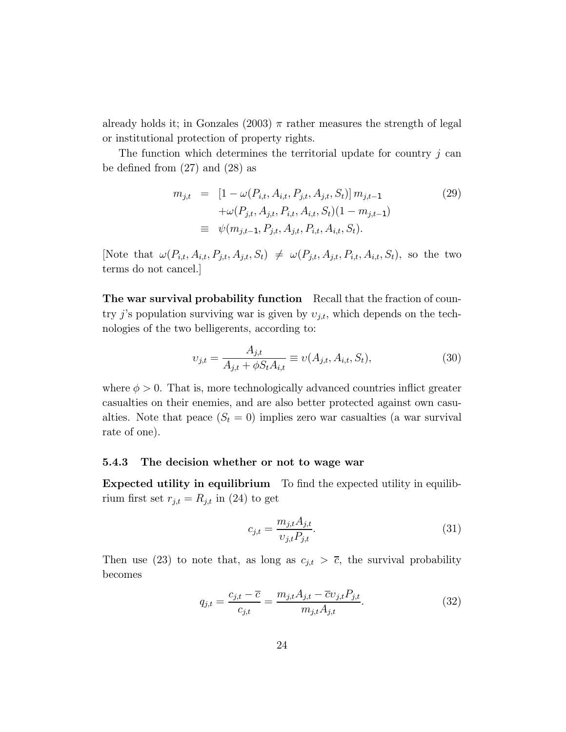already holds it; in Gonzales (2003) $\pi$ rather measures the strength of legal or institutional protection of property rights.

The function which determines the territorial update for country $j$ can be defined from (27) and (28) as

$$
\begin{aligned}
m_{j,t} &= \left[1 - \omega(P_{i,t}, A_{i,t}, P_{j,t}, A_{j,t}, S_t)\right] m_{j,t-1} \\
&\quad + \omega(P_{j,t}, A_{j,t}, P_{i,t}, A_{i,t}, S_t)(1 - m_{j,t-1}) \\
&\equiv \psi(m_{j,t-1}, P_{j,t}, A_{j,t}, P_{i,t}, A_{i,t}, S_t).
\end{aligned} \tag{29}
$$

[Note that $\omega(P_{i,t}, A_{i,t}, P_{j,t}, A_{j,t}, S_t) \neq \omega(P_{j,t}, A_{j,t}, P_{i,t}, A_{i,t}, S_t)$, so the two terms do not cancel.]

**The war survival probability function** Recall that the fraction of country $j$'s population surviving war is given by $\upsilon_{j,t}$, which depends on the technologies of the two belligerents, according to:

$$
\upsilon_{j,t} = \frac{A_{j,t}}{A_{j,t} + \phi S_t A_{i,t}} \equiv \upsilon(A_{j,t}, A_{i,t}, S_t), \tag{30}
$$

where $\phi > 0$. That is, more technologically advanced countries inflict greater casualties on their enemies, and are also better protected against own casualties. Note that peace ($S_t = 0$) implies zero war casualties (a war survival rate of one).

### 5.4.3 The decision whether or not to wage war

**Expected utility in equilibrium** To find the expected utility in equilibrium first set $r_{j,t} = R_{j,t}$ in (24) to get

$$
c_{j,t} = \frac{m_{j,t} A_{j,t}}{\upsilon_{j,t} P_{j,t}}. \tag{31}
$$

Then use (23) to note that, as long as $c_{j,t} > \overline{c}$, the survival probability becomes

$$
q_{j,t} = \frac{c_{j,t} - \overline{c}}{c_{j,t}} = \frac{m_{j,t} A_{j,t} - \overline{c}\upsilon_{j,t} P_{j,t}}{m_{j,t} A_{j,t}}. \tag{32}
$$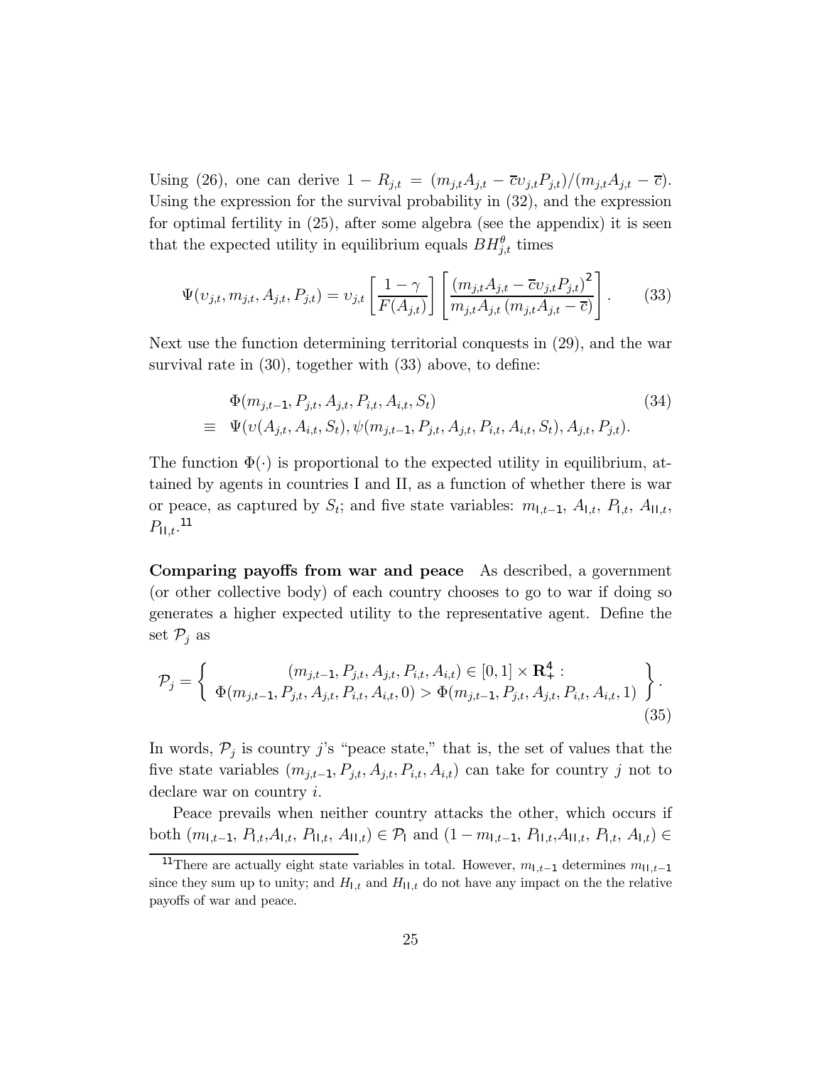Using (26), one can derive $1 - R_{j,t} = (m_{j,t}A_{j,t} - \overline{c}\upsilon_{j,t}P_{j,t})/(m_{j,t}A_{j,t} - \overline{c})$. Using the expression for the survival probability in (32), and the expression for optimal fertility in (25), after some algebra (see the appendix) it is seen that the expected utility in equilibrium equals $BH_{j,t}^{\theta}$ times

$$\Psi(\upsilon_{j,t}, m_{j,t}, A_{j,t}, P_{j,t}) = \upsilon_{j,t}\left[\frac{1-\gamma}{F(A_{j,t})}\right]\left[\frac{\left(m_{j,t}A_{j,t} - \overline{c}\upsilon_{j,t}P_{j,t}\right)^2}{m_{j,t}A_{j,t}\left(m_{j,t}A_{j,t} - \overline{c}\right)}\right]. \tag{33}$$

Next use the function determining territorial conquests in (29), and the war survival rate in (30), together with (33) above, to define:

$$\begin{aligned}
&\Phi(m_{j,t-1}, P_{j,t}, A_{j,t}, P_{i,t}, A_{i,t}, S_t) \\
\equiv\ &\Psi(\upsilon(A_{j,t}, A_{i,t}, S_t), \psi(m_{j,t-1}, P_{j,t}, A_{j,t}, P_{i,t}, A_{i,t}, S_t), A_{j,t}, P_{j,t}).
\end{aligned} \tag{34}$$

The function $\Phi(\cdot)$ is proportional to the expected utility in equilibrium, attained by agents in countries I and II, as a function of whether there is war or peace, as captured by $S_t$; and five state variables: $m_{\mathsf{I},t-1}$, $A_{\mathsf{I},t}$, $P_{\mathsf{I},t}$, $A_{\mathsf{II},t}$, $P_{\mathsf{II},t}$.[11]

**Comparing payoffs from war and peace** As described, a government (or other collective body) of each country chooses to go to war if doing so generates a higher expected utility to the representative agent. Define the set $\mathcal{P}_j$ as

$$\mathcal{P}_j = \left\{ \begin{array}{c} (m_{j,t-1}, P_{j,t}, A_{j,t}, P_{i,t}, A_{i,t}) \in [0,1] \times \mathbf{R}_+^4 : \\ \Phi(m_{j,t-1}, P_{j,t}, A_{j,t}, P_{i,t}, A_{i,t}, 0) > \Phi(m_{j,t-1}, P_{j,t}, A_{j,t}, P_{i,t}, A_{i,t}, 1) \end{array} \right\}. \tag{35}$$

In words, $\mathcal{P}_j$ is country $j$'s "peace state," that is, the set of values that the five state variables $(m_{j,t-1}, P_{j,t}, A_{j,t}, P_{i,t}, A_{i,t})$ can take for country $j$ not to declare war on country $i$.

Peace prevails when neither country attacks the other, which occurs if both $(m_{\mathsf{I},t-1}, P_{\mathsf{I},t}, A_{\mathsf{I},t}, P_{\mathsf{II},t}, A_{\mathsf{II},t}) \in \mathcal{P}_{\mathsf{I}}$ and $(1 - m_{\mathsf{I},t-1}, P_{\mathsf{II},t}, A_{\mathsf{II},t}, P_{\mathsf{I},t}, A_{\mathsf{I},t}) \in$

[11] There are actually eight state variables in total. However, $m_{\mathsf{I},t-1}$ determines $m_{\mathsf{II},t-1}$ since they sum up to unity; and $H_{\mathsf{I},t}$ and $H_{\mathsf{II},t}$ do not have any impact on the the relative payoffs of war and peace.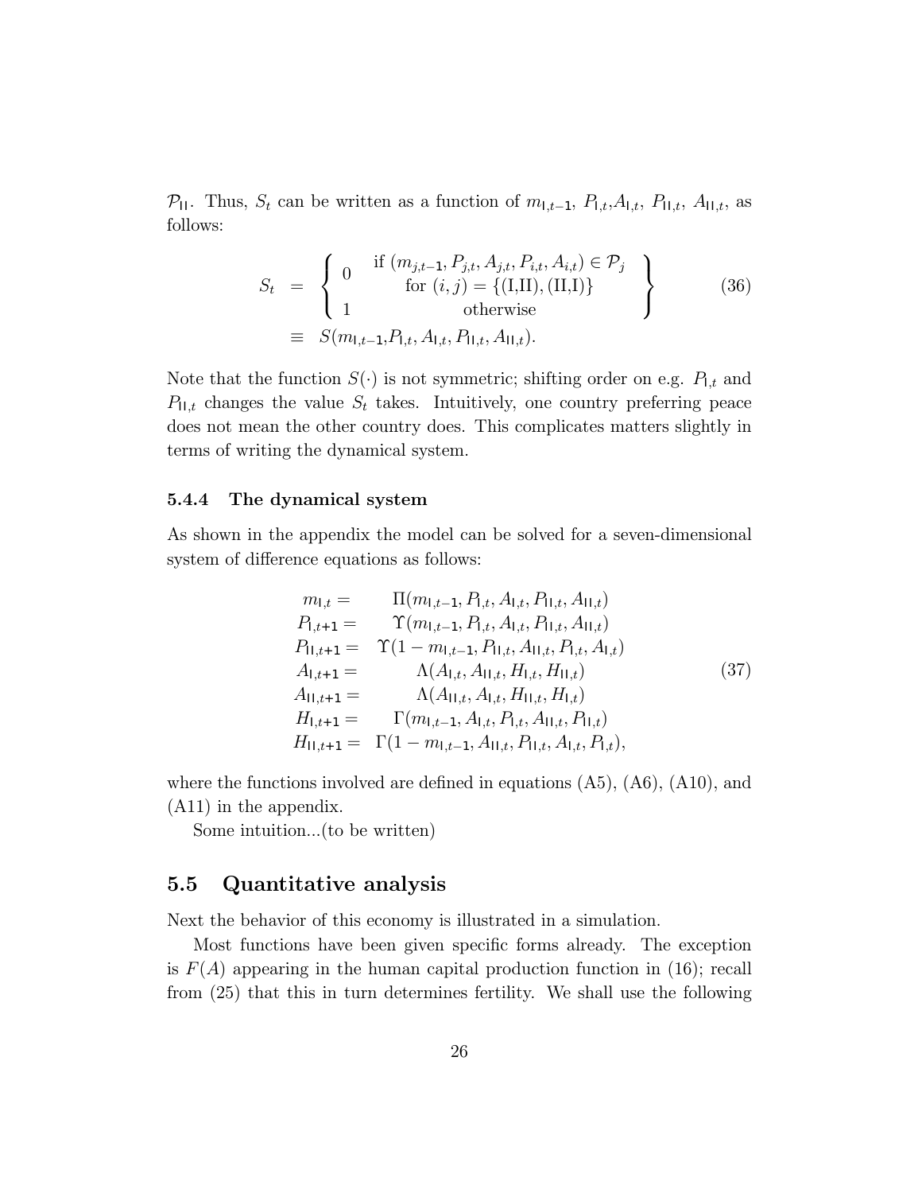$\mathcal{P}_{\mathsf{II}}$. Thus, $S_t$ can be written as a function of $m_{\mathsf{I},t-1}$, $P_{\mathsf{I},t}$,$A_{\mathsf{I},t}$, $P_{\mathsf{II},t}$, $A_{\mathsf{II},t}$, as follows:

$$
\begin{aligned}
S_t &= \left\{ \begin{array}{ll} 0 & \begin{array}{c}\text{if } (m_{j,t-1}, P_{j,t}, A_{j,t}, P_{i,t}, A_{i,t}) \in \mathcal{P}_j \\ \text{for } (i,j) = \{(\text{I,II}), (\text{II,I})\}\end{array} \\ 1 & \qquad\qquad \text{otherwise} \end{array} \right\} \\
&\equiv S(m_{\mathsf{I},t-1}, P_{\mathsf{I},t}, A_{\mathsf{I},t}, P_{\mathsf{II},t}, A_{\mathsf{II},t}).
\end{aligned}
\tag{36}
$$

Note that the function $S(\cdot)$ is not symmetric; shifting order on e.g. $P_{\mathsf{I},t}$ and $P_{\mathsf{II},t}$ changes the value $S_t$ takes. Intuitively, one country preferring peace does not mean the other country does. This complicates matters slightly in terms of writing the dynamical system.

#### 5.4.4 The dynamical system

As shown in the appendix the model can be solved for a seven-dimensional system of difference equations as follows:

$$
\begin{array}{rc}
m_{\mathsf{I},t} = & \Pi(m_{\mathsf{I},t-1}, P_{\mathsf{I},t}, A_{\mathsf{I},t}, P_{\mathsf{II},t}, A_{\mathsf{II},t}) \\
P_{\mathsf{I},t+1} = & \Upsilon(m_{\mathsf{I},t-1}, P_{\mathsf{I},t}, A_{\mathsf{I},t}, P_{\mathsf{II},t}, A_{\mathsf{II},t}) \\
P_{\mathsf{II},t+1} = & \Upsilon(1 - m_{\mathsf{I},t-1}, P_{\mathsf{II},t}, A_{\mathsf{II},t}, P_{\mathsf{I},t}, A_{\mathsf{I},t}) \\
A_{\mathsf{I},t+1} = & \Lambda(A_{\mathsf{I},t}, A_{\mathsf{II},t}, H_{\mathsf{I},t}, H_{\mathsf{II},t}) \\
A_{\mathsf{II},t+1} = & \Lambda(A_{\mathsf{II},t}, A_{\mathsf{I},t}, H_{\mathsf{II},t}, H_{\mathsf{I},t}) \\
H_{\mathsf{I},t+1} = & \Gamma(m_{\mathsf{I},t-1}, A_{\mathsf{I},t}, P_{\mathsf{I},t}, A_{\mathsf{II},t}, P_{\mathsf{II},t}) \\
H_{\mathsf{II},t+1} = & \Gamma(1 - m_{\mathsf{I},t-1}, A_{\mathsf{II},t}, P_{\mathsf{II},t}, A_{\mathsf{I},t}, P_{\mathsf{I},t}),
\end{array}
\tag{37}
$$

where the functions involved are defined in equations (A5), (A6), (A10), and (A11) in the appendix.

Some intuition...(to be written)

## 5.5 Quantitative analysis

Next the behavior of this economy is illustrated in a simulation.

Most functions have been given specific forms already. The exception is $F(A)$ appearing in the human capital production function in (16); recall from (25) that this in turn determines fertility. We shall use the following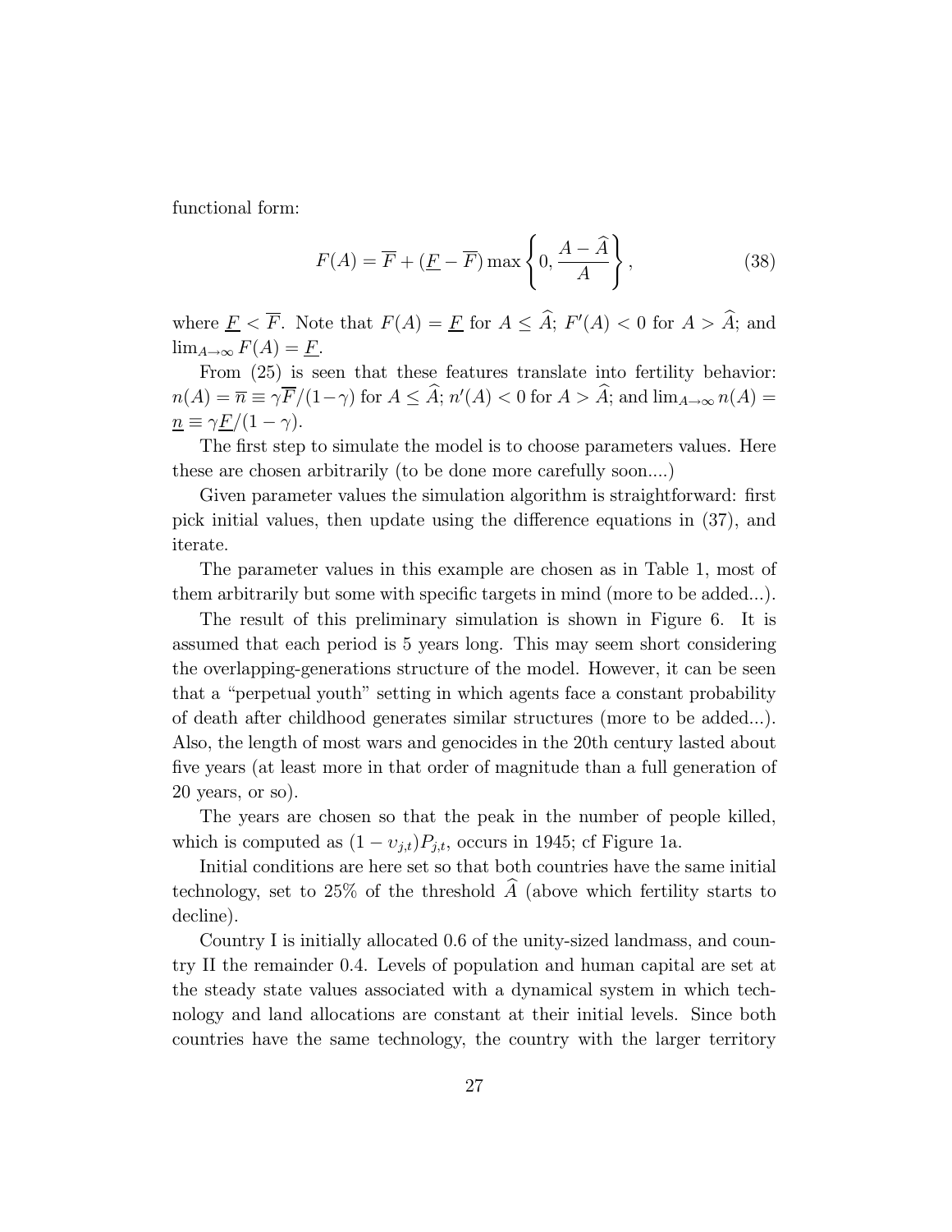functional form:

$$F(A) = \overline{F} + (\underline{F} - \overline{F}) \max\left\{0, \frac{A - \widehat{A}}{A}\right\}, \tag{38}$$

where $\underline{F} < \overline{F}$. Note that $F(A) = \underline{F}$ for $A \leq \widehat{A}$; $F'(A) < 0$ for $A > \widehat{A}$; and $\lim_{A \to \infty} F(A) = \underline{F}$.

From (25) is seen that these features translate into fertility behavior: $n(A) = \overline{n} \equiv \gamma\overline{F}/(1-\gamma)$ for $A \leq \widehat{A}$; $n'(A) < 0$ for $A > \widehat{A}$; and $\lim_{A\to\infty} n(A) = \underline{n} \equiv \gamma\underline{F}/(1-\gamma)$.

The first step to simulate the model is to choose parameters values. Here these are chosen arbitrarily (to be done more carefully soon....)

Given parameter values the simulation algorithm is straightforward: first pick initial values, then update using the difference equations in (37), and iterate.

The parameter values in this example are chosen as in Table 1, most of them arbitrarily but some with specific targets in mind (more to be added...).

The result of this preliminary simulation is shown in Figure 6. It is assumed that each period is 5 years long. This may seem short considering the overlapping-generations structure of the model. However, it can be seen that a "perpetual youth" setting in which agents face a constant probability of death after childhood generates similar structures (more to be added...). Also, the length of most wars and genocides in the 20th century lasted about five years (at least more in that order of magnitude than a full generation of 20 years, or so).

The years are chosen so that the peak in the number of people killed, which is computed as $(1 - \upsilon_{j,t})P_{j,t}$, occurs in 1945; cf Figure 1a.

Initial conditions are here set so that both countries have the same initial technology, set to 25% of the threshold $\widehat{A}$ (above which fertility starts to decline).

Country I is initially allocated 0.6 of the unity-sized landmass, and country II the remainder 0.4. Levels of population and human capital are set at the steady state values associated with a dynamical system in which technology and land allocations are constant at their initial levels. Since both countries have the same technology, the country with the larger territory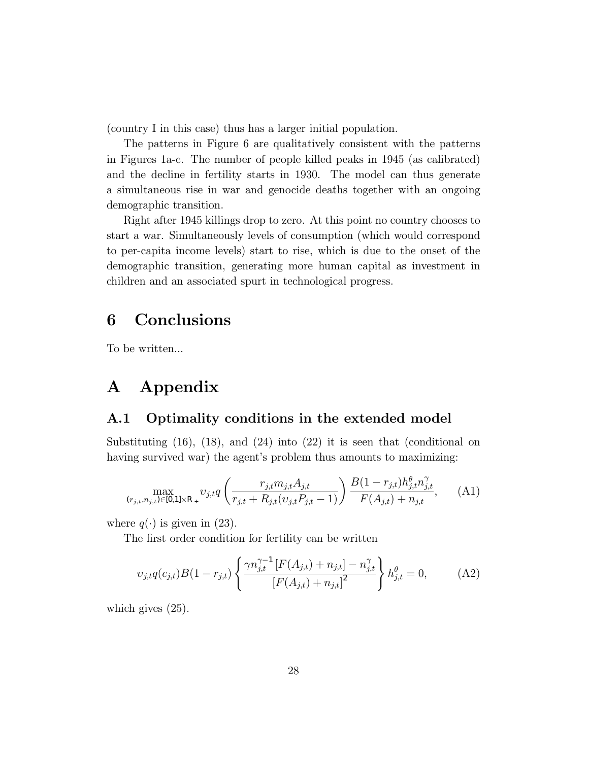(country I in this case) thus has a larger initial population.

The patterns in Figure 6 are qualitatively consistent with the patterns in Figures 1a-c. The number of people killed peaks in 1945 (as calibrated) and the decline in fertility starts in 1930. The model can thus generate a simultaneous rise in war and genocide deaths together with an ongoing demographic transition.

Right after 1945 killings drop to zero. At this point no country chooses to start a war. Simultaneously levels of consumption (which would correspond to per-capita income levels) start to rise, which is due to the onset of the demographic transition, generating more human capital as investment in children and an associated spurt in technological progress.

# 6 Conclusions

To be written...

# A Appendix

## A.1 Optimality conditions in the extended model

Substituting (16), (18), and (24) into (22) it is seen that (conditional on having survived war) the agent's problem thus amounts to maximizing:

$$\max_{(r_{j,t},n_{j,t})\in[0,1]\times\mathbb{R}_+} \upsilon_{j,t} q\left(\frac{r_{j,t}m_{j,t}A_{j,t}}{r_{j,t}+R_{j,t}(\upsilon_{j,t}P_{j,t}-1)}\right)\frac{B(1-r_{j,t})h_{j,t}^{\theta}n_{j,t}^{\gamma}}{F(A_{j,t})+n_{j,t}}, \quad \text{(A1)}$$

where $q(\cdot)$ is given in (23).

The first order condition for fertility can be written

$$\upsilon_{j,t}q(c_{j,t})B(1-r_{j,t})\left\{\frac{\gamma n_{j,t}^{\gamma-1}\left[F(A_{j,t})+n_{j,t}\right]-n_{j,t}^{\gamma}}{\left[F(A_{j,t})+n_{j,t}\right]^2}\right\}h_{j,t}^{\theta}=0, \quad \text{(A2)}$$

which gives (25).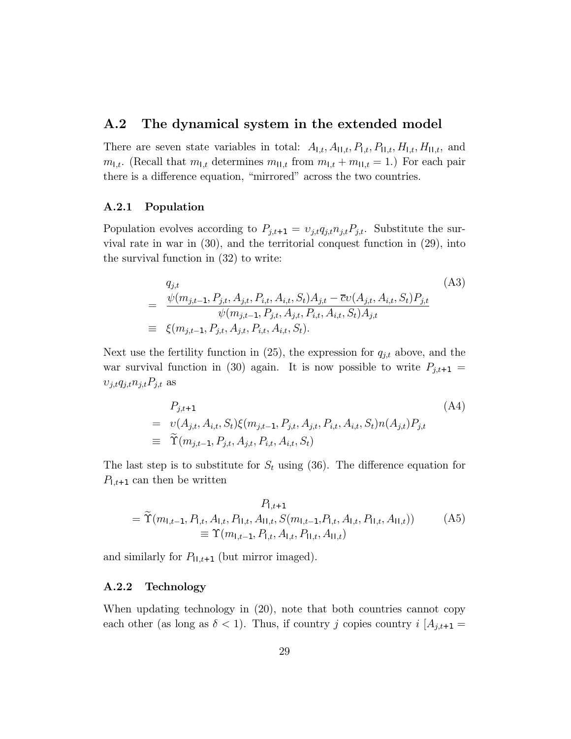## A.2 The dynamical system in the extended model

There are seven state variables in total: $A_{\mathsf{I},t}, A_{\mathsf{II},t}, P_{\mathsf{I},t}, P_{\mathsf{II},t}, H_{\mathsf{I},t}, H_{\mathsf{II},t}$, and $m_{\mathsf{I},t}$. (Recall that $m_{\mathsf{I},t}$ determines $m_{\mathsf{II},t}$ from $m_{\mathsf{I},t} + m_{\mathsf{II},t} = 1$.) For each pair there is a difference equation, "mirrored" across the two countries.

### A.2.1 Population

Population evolves according to $P_{j,t+1} = \upsilon_{j,t} q_{j,t} n_{j,t} P_{j,t}$. Substitute the survival rate in war in (30), and the territorial conquest function in (29), into the survival function in (32) to write:

$$
\begin{aligned}
& q_{j,t} \\
= \; & \frac{\psi(m_{j,t-1}, P_{j,t}, A_{j,t}, P_{i,t}, A_{i,t}, S_t) A_{j,t} - \overline{c}\upsilon(A_{j,t}, A_{i,t}, S_t) P_{j,t}}{\psi(m_{j,t-1}, P_{j,t}, A_{j,t}, P_{i,t}, A_{i,t}, S_t) A_{j,t}} \\
\equiv \; & \xi(m_{j,t-1}, P_{j,t}, A_{j,t}, P_{i,t}, A_{i,t}, S_t).
\end{aligned} \tag{A3}
$$

Next use the fertility function in (25), the expression for $q_{j,t}$ above, and the war survival function in (30) again. It is now possible to write $P_{j,t+1} = \upsilon_{j,t} q_{j,t} n_{j,t} P_{j,t}$ as

$$
\begin{aligned}
& P_{j,t+1} \\
= \; & \upsilon(A_{j,t}, A_{i,t}, S_t)\xi(m_{j,t-1}, P_{j,t}, A_{j,t}, P_{i,t}, A_{i,t}, S_t) n(A_{j,t}) P_{j,t} \\
\equiv \; & \widetilde{\Upsilon}(m_{j,t-1}, P_{j,t}, A_{j,t}, P_{i,t}, A_{i,t}, S_t)
\end{aligned} \tag{A4}
$$

The last step is to substitute for $S_t$ using (36). The difference equation for $P_{\mathsf{I},t+1}$ can then be written

$$
\begin{gathered}
P_{\mathsf{I},t+1} \\
= \widetilde{\Upsilon}(m_{\mathsf{I},t-1}, P_{\mathsf{I},t}, A_{\mathsf{I},t}, P_{\mathsf{II},t}, A_{\mathsf{II},t}, S(m_{\mathsf{I},t-1}, P_{\mathsf{I},t}, A_{\mathsf{I},t}, P_{\mathsf{II},t}, A_{\mathsf{II},t})) \\
\equiv \Upsilon(m_{\mathsf{I},t-1}, P_{\mathsf{I},t}, A_{\mathsf{I},t}, P_{\mathsf{II},t}, A_{\mathsf{II},t})
\end{gathered} \tag{A5}
$$

and similarly for $P_{\mathsf{II},t+1}$ (but mirror imaged).

### A.2.2 Technology

When updating technology in (20), note that both countries cannot copy each other (as long as $\delta < 1$). Thus, if country $j$ copies country $i$ [$A_{j,t+1} =$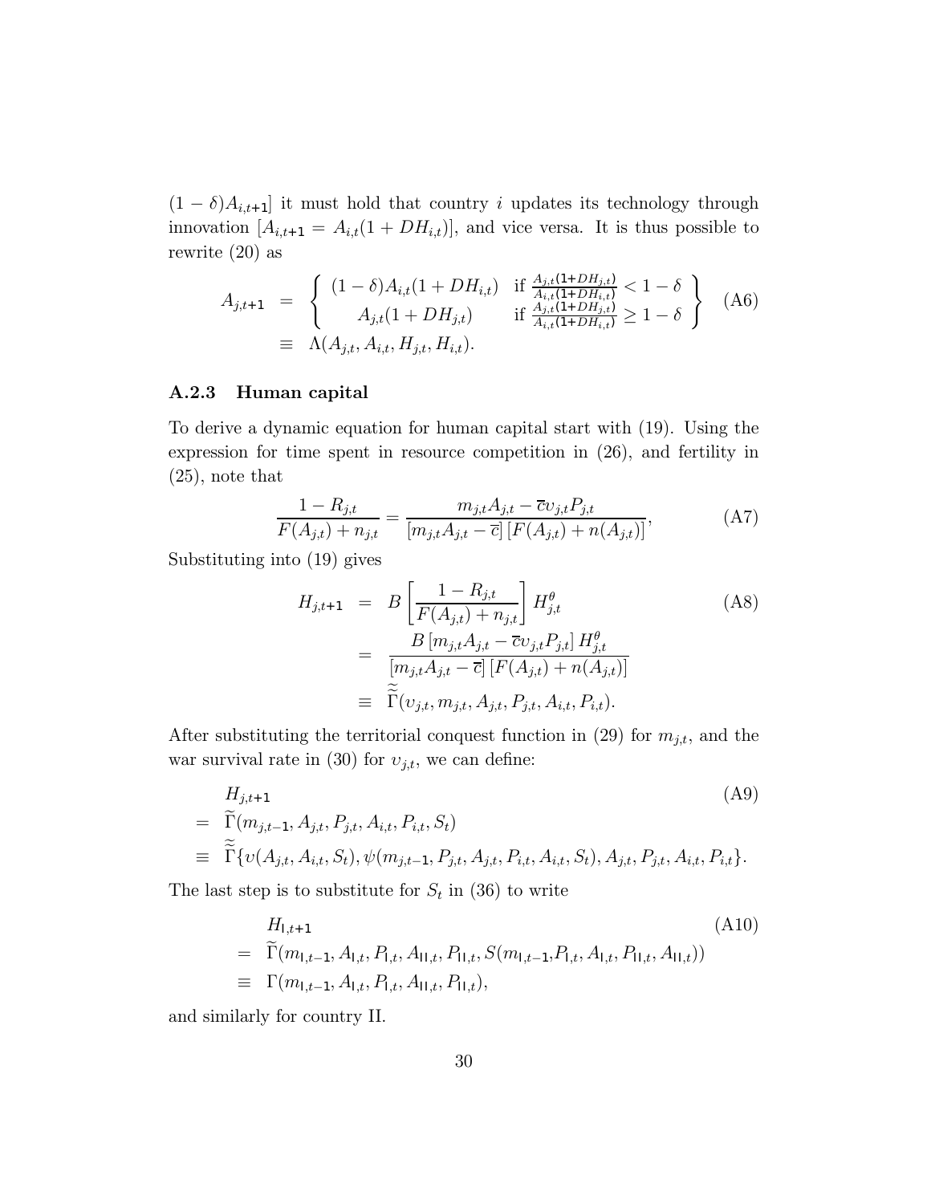$(1-\delta)A_{i,t+1}]$ it must hold that country $i$ updates its technology through innovation $[A_{i,t+1} = A_{i,t}(1+DH_{i,t})]$, and vice versa. It is thus possible to rewrite (20) as

$$
\begin{aligned}
A_{j,t+1} &= \left\{ \begin{array}{ll} (1-\delta)A_{i,t}(1+DH_{i,t}) & \text{if } \frac{A_{j,t}(1+DH_{j,t})}{A_{i,t}(1+DH_{i,t})} < 1-\delta \\ A_{j,t}(1+DH_{j,t}) & \text{if } \frac{A_{j,t}(1+DH_{j,t})}{A_{i,t}(1+DH_{i,t})} \geq 1-\delta \end{array} \right\} \\
&\equiv \Lambda(A_{j,t}, A_{i,t}, H_{j,t}, H_{i,t}).
\end{aligned} \tag{A6}
$$

### A.2.3 Human capital

To derive a dynamic equation for human capital start with (19). Using the expression for time spent in resource competition in (26), and fertility in (25), note that

$$
\frac{1-R_{j,t}}{F(A_{j,t})+n_{j,t}} = \frac{m_{j,t}A_{j,t} - \overline{c}\upsilon_{j,t}P_{j,t}}{[m_{j,t}A_{j,t} - \overline{c}]\,[F(A_{j,t}) + n(A_{j,t})]}, \tag{A7}
$$

Substituting into (19) gives

$$
\begin{aligned}
H_{j,t+1} &= B\left[\frac{1-R_{j,t}}{F(A_{j,t})+n_{j,t}}\right] H_{j,t}^{\theta} \\
&= \frac{B\,[m_{j,t}A_{j,t} - \overline{c}\upsilon_{j,t}P_{j,t}]\, H_{j,t}^{\theta}}{[m_{j,t}A_{j,t} - \overline{c}]\,[F(A_{j,t}) + n(A_{j,t})]} \\
&\equiv \widetilde{\widetilde{\Gamma}}(\upsilon_{j,t}, m_{j,t}, A_{j,t}, P_{j,t}, A_{i,t}, P_{i,t}).
\end{aligned} \tag{A8}
$$

After substituting the territorial conquest function in (29) for $m_{j,t}$, and the war survival rate in (30) for $\upsilon_{j,t}$, we can define:

$$
\begin{aligned}
& H_{j,t+1} \\
=\ & \widetilde{\Gamma}(m_{j,t-1}, A_{j,t}, P_{j,t}, A_{i,t}, P_{i,t}, S_t) \\
\equiv\ & \widetilde{\widetilde{\Gamma}}\{\upsilon(A_{j,t}, A_{i,t}, S_t), \psi(m_{j,t-1}, P_{j,t}, A_{j,t}, P_{i,t}, A_{i,t}, S_t), A_{j,t}, P_{j,t}, A_{i,t}, P_{i,t}\}.
\end{aligned} \tag{A9}
$$

The last step is to substitute for $S_t$ in (36) to write

$$
\begin{aligned}
& H_{\mathsf{I},t+1} \\
=\ & \widetilde{\Gamma}(m_{\mathsf{I},t-1}, A_{\mathsf{I},t}, P_{\mathsf{I},t}, A_{\mathsf{II},t}, P_{\mathsf{II},t}, S(m_{\mathsf{I},t-1}, P_{\mathsf{I},t}, A_{\mathsf{I},t}, P_{\mathsf{II},t}, A_{\mathsf{II},t})) \\
\equiv\ & \Gamma(m_{\mathsf{I},t-1}, A_{\mathsf{I},t}, P_{\mathsf{I},t}, A_{\mathsf{II},t}, P_{\mathsf{II},t}),
\end{aligned} \tag{A10}
$$

and similarly for country II.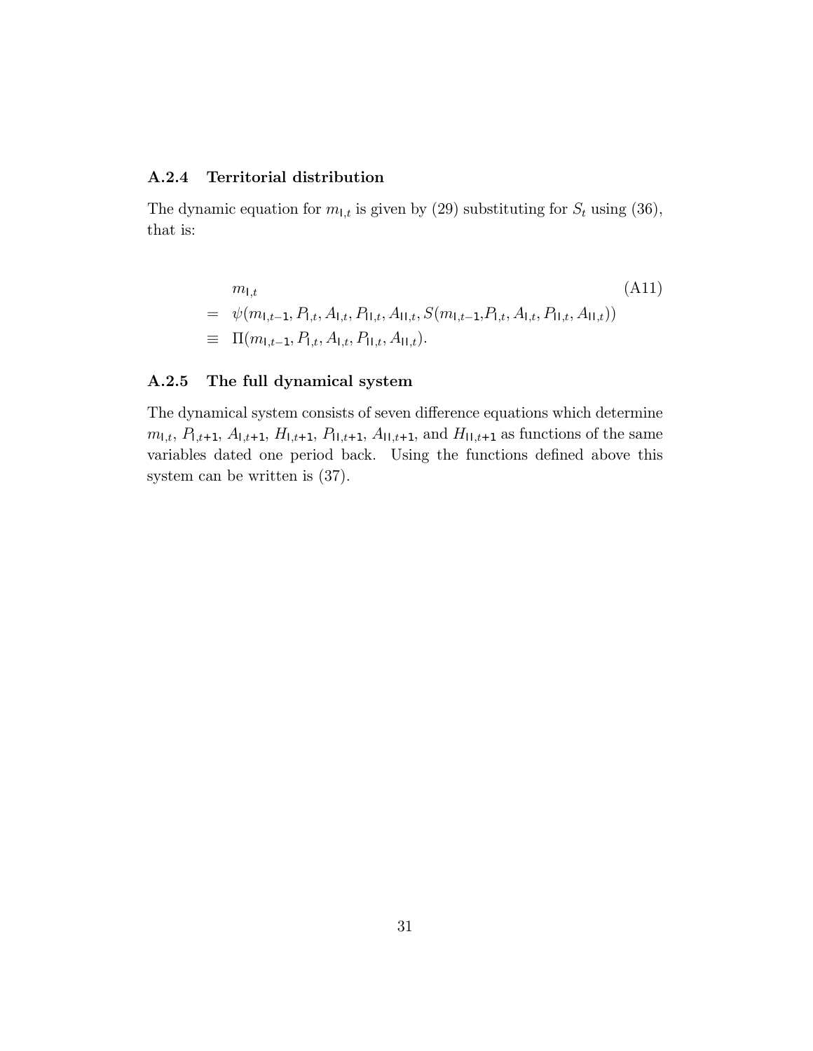### A.2.4 Territorial distribution

The dynamic equation for $m_{\mathsf{I},t}$ is given by (29) substituting for $S_t$ using (36), that is:

$$
\begin{aligned}
& m_{\mathsf{I},t} && \text{(A11)} \\
= \; & \psi(m_{\mathsf{I},t-1}, P_{\mathsf{I},t}, A_{\mathsf{I},t}, P_{\mathsf{II},t}, A_{\mathsf{II},t}, S(m_{\mathsf{I},t-1}, P_{\mathsf{I},t}, A_{\mathsf{I},t}, P_{\mathsf{II},t}, A_{\mathsf{II},t})) \\
\equiv \; & \Pi(m_{\mathsf{I},t-1}, P_{\mathsf{I},t}, A_{\mathsf{I},t}, P_{\mathsf{II},t}, A_{\mathsf{II},t}).
\end{aligned}
$$

### A.2.5 The full dynamical system

The dynamical system consists of seven difference equations which determine $m_{\mathsf{I},t}$, $P_{\mathsf{I},t+1}$, $A_{\mathsf{I},t+1}$, $H_{\mathsf{I},t+1}$, $P_{\mathsf{II},t+1}$, $A_{\mathsf{II},t+1}$, and $H_{\mathsf{II},t+1}$ as functions of the same variables dated one period back. Using the functions defined above this system can be written is (37).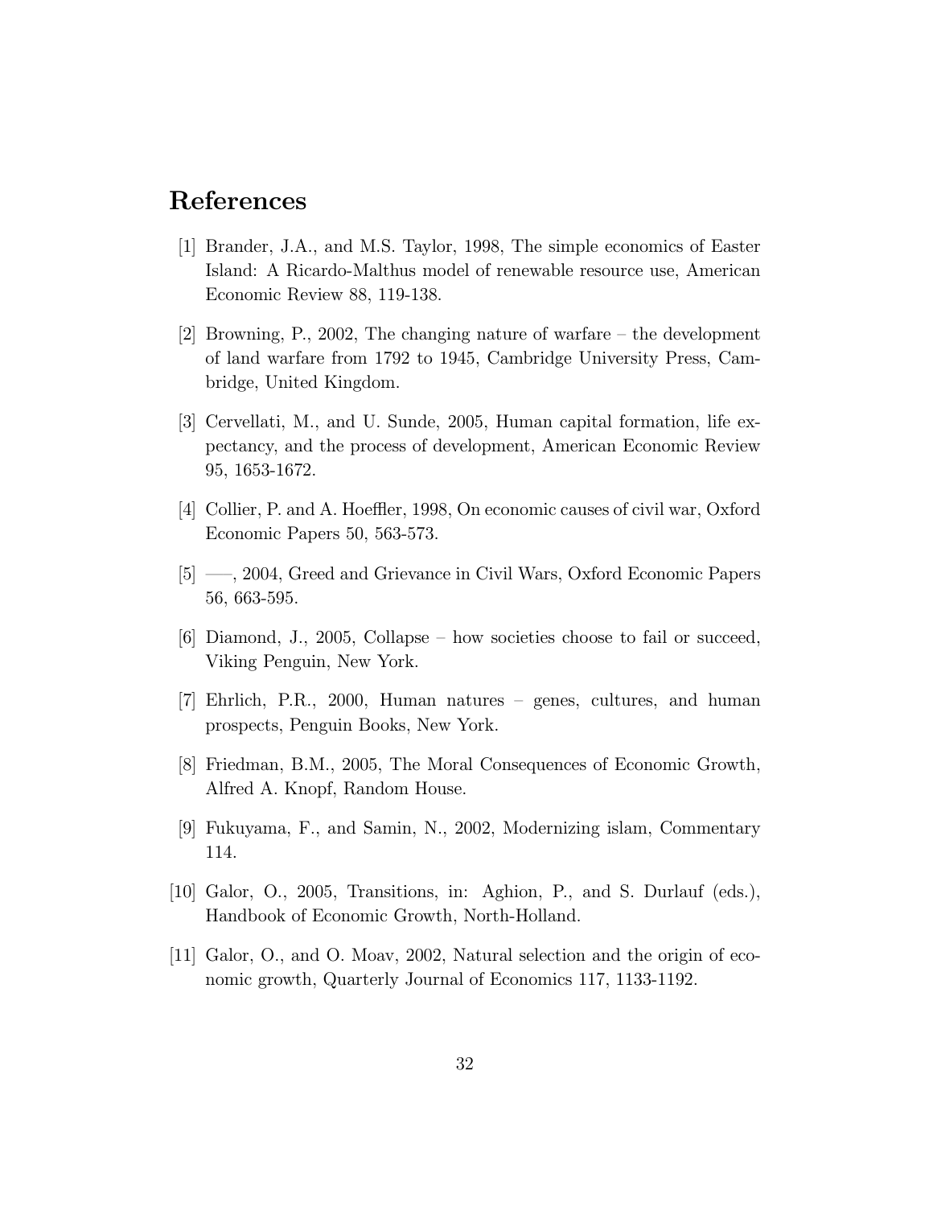# References

[1] Brander, J.A., and M.S. Taylor, 1998, The simple economics of Easter Island: A Ricardo-Malthus model of renewable resource use, American Economic Review 88, 119-138.

[2] Browning, P., 2002, The changing nature of warfare – the development of land warfare from 1792 to 1945, Cambridge University Press, Cambridge, United Kingdom.

[3] Cervellati, M., and U. Sunde, 2005, Human capital formation, life expectancy, and the process of development, American Economic Review 95, 1653-1672.

[4] Collier, P. and A. Hoeffler, 1998, On economic causes of civil war, Oxford Economic Papers 50, 563-573.

[5] —–, 2004, Greed and Grievance in Civil Wars, Oxford Economic Papers 56, 663-595.

[6] Diamond, J., 2005, Collapse – how societies choose to fail or succeed, Viking Penguin, New York.

[7] Ehrlich, P.R., 2000, Human natures – genes, cultures, and human prospects, Penguin Books, New York.

[8] Friedman, B.M., 2005, The Moral Consequences of Economic Growth, Alfred A. Knopf, Random House.

[9] Fukuyama, F., and Samin, N., 2002, Modernizing islam, Commentary 114.

[10] Galor, O., 2005, Transitions, in: Aghion, P., and S. Durlauf (eds.), Handbook of Economic Growth, North-Holland.

[11] Galor, O., and O. Moav, 2002, Natural selection and the origin of economic growth, Quarterly Journal of Economics 117, 1133-1192.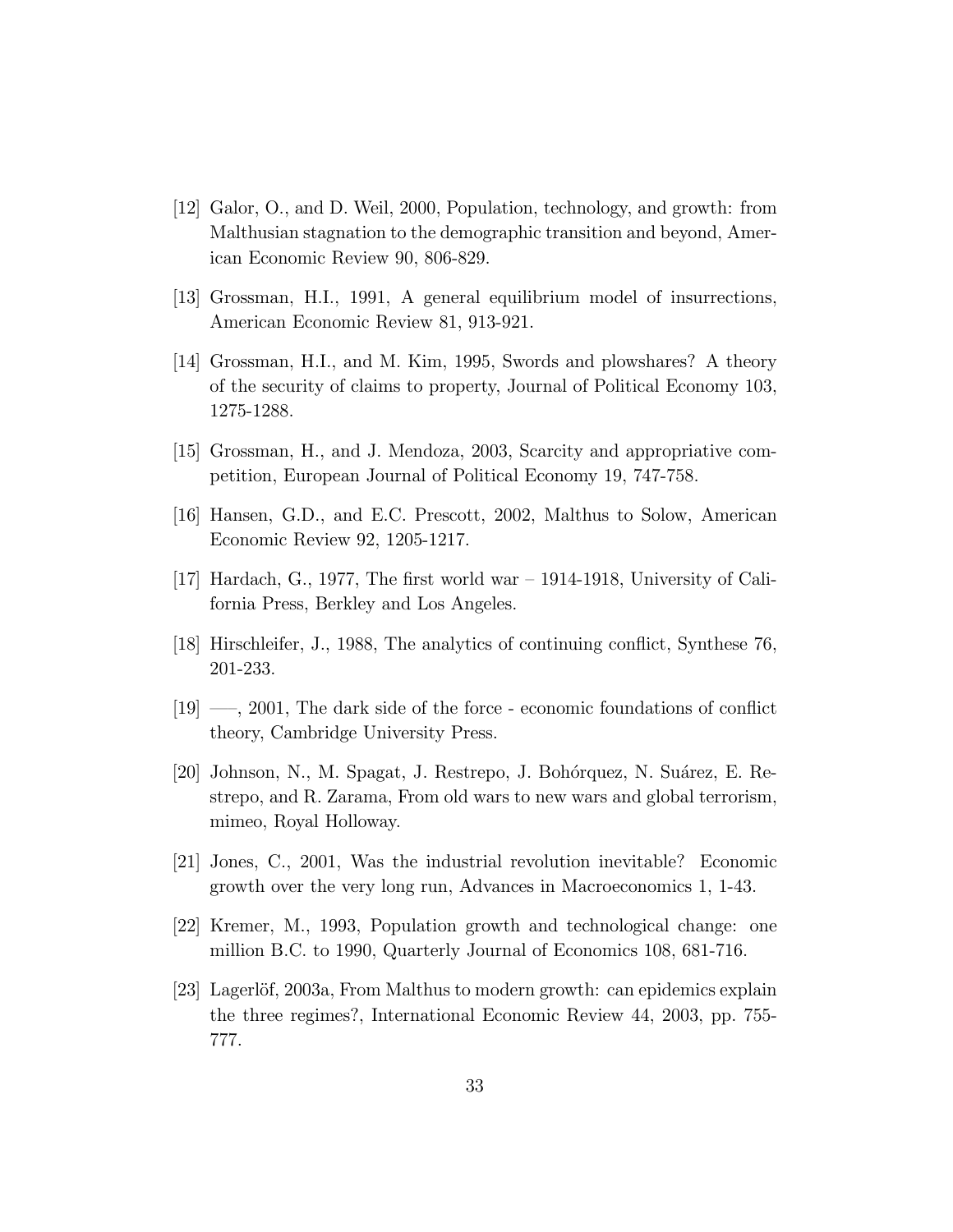[12] Galor, O., and D. Weil, 2000, Population, technology, and growth: from Malthusian stagnation to the demographic transition and beyond, American Economic Review 90, 806-829.

[13] Grossman, H.I., 1991, A general equilibrium model of insurrections, American Economic Review 81, 913-921.

[14] Grossman, H.I., and M. Kim, 1995, Swords and plowshares? A theory of the security of claims to property, Journal of Political Economy 103, 1275-1288.

[15] Grossman, H., and J. Mendoza, 2003, Scarcity and appropriative competition, European Journal of Political Economy 19, 747-758.

[16] Hansen, G.D., and E.C. Prescott, 2002, Malthus to Solow, American Economic Review 92, 1205-1217.

[17] Hardach, G., 1977, The first world war – 1914-1918, University of California Press, Berkley and Los Angeles.

[18] Hirschleifer, J., 1988, The analytics of continuing conflict, Synthese 76, 201-233.

[19] —–, 2001, The dark side of the force - economic foundations of conflict theory, Cambridge University Press.

[20] Johnson, N., M. Spagat, J. Restrepo, J. Bohórquez, N. Suárez, E. Restrepo, and R. Zarama, From old wars to new wars and global terrorism, mimeo, Royal Holloway.

[21] Jones, C., 2001, Was the industrial revolution inevitable? Economic growth over the very long run, Advances in Macroeconomics 1, 1-43.

[22] Kremer, M., 1993, Population growth and technological change: one million B.C. to 1990, Quarterly Journal of Economics 108, 681-716.

[23] Lagerlöf, 2003a, From Malthus to modern growth: can epidemics explain the three regimes?, International Economic Review 44, 2003, pp. 755-777.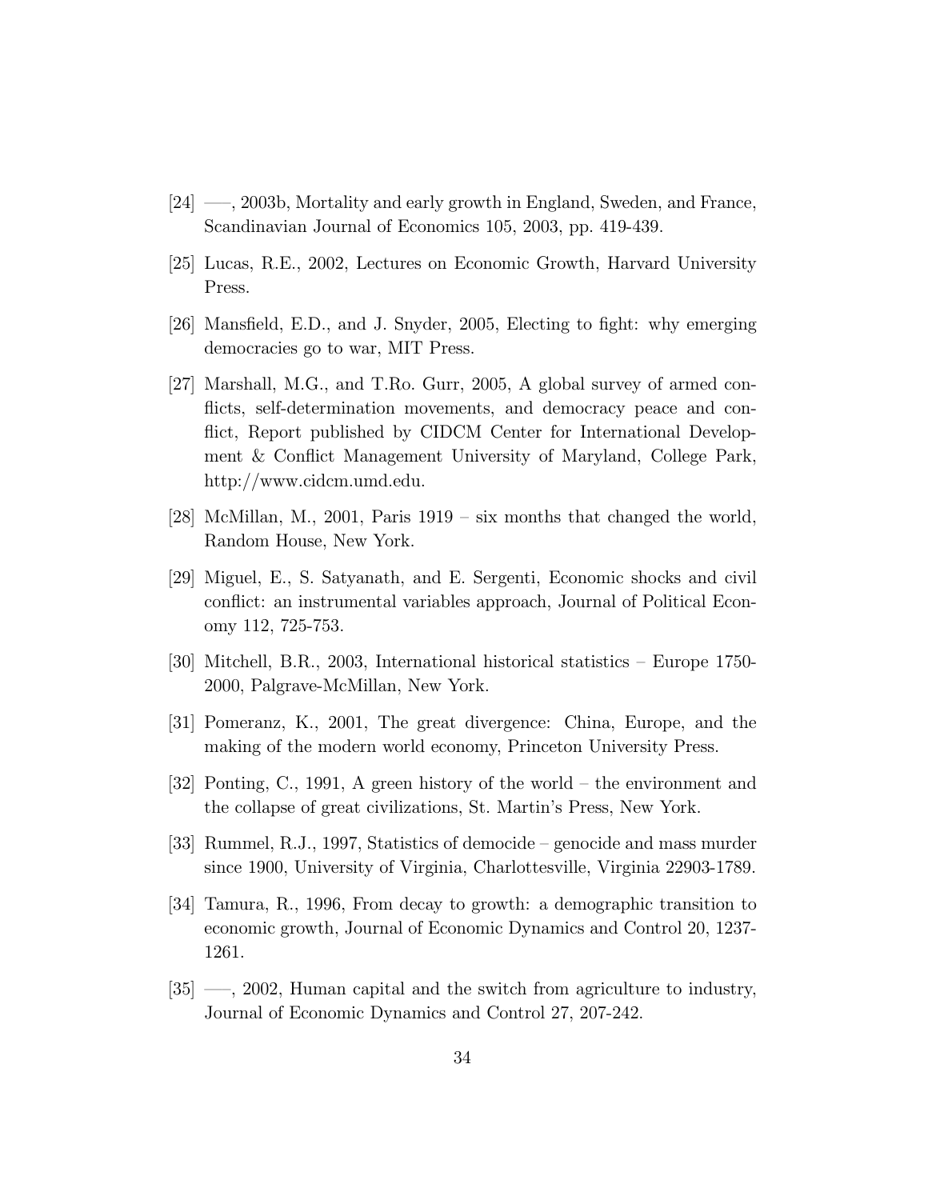[24] ——, 2003b, Mortality and early growth in England, Sweden, and France, Scandinavian Journal of Economics 105, 2003, pp. 419-439.

[25] Lucas, R.E., 2002, Lectures on Economic Growth, Harvard University Press.

[26] Mansfield, E.D., and J. Snyder, 2005, Electing to fight: why emerging democracies go to war, MIT Press.

[27] Marshall, M.G., and T.Ro. Gurr, 2005, A global survey of armed conflicts, self-determination movements, and democracy peace and conflict, Report published by CIDCM Center for International Development & Conflict Management University of Maryland, College Park, http://www.cidcm.umd.edu.

[28] McMillan, M., 2001, Paris 1919 – six months that changed the world, Random House, New York.

[29] Miguel, E., S. Satyanath, and E. Sergenti, Economic shocks and civil conflict: an instrumental variables approach, Journal of Political Economy 112, 725-753.

[30] Mitchell, B.R., 2003, International historical statistics – Europe 1750-2000, Palgrave-McMillan, New York.

[31] Pomeranz, K., 2001, The great divergence: China, Europe, and the making of the modern world economy, Princeton University Press.

[32] Ponting, C., 1991, A green history of the world – the environment and the collapse of great civilizations, St. Martin's Press, New York.

[33] Rummel, R.J., 1997, Statistics of democide – genocide and mass murder since 1900, University of Virginia, Charlottesville, Virginia 22903-1789.

[34] Tamura, R., 1996, From decay to growth: a demographic transition to economic growth, Journal of Economic Dynamics and Control 20, 1237-1261.

[35] ——, 2002, Human capital and the switch from agriculture to industry, Journal of Economic Dynamics and Control 27, 207-242.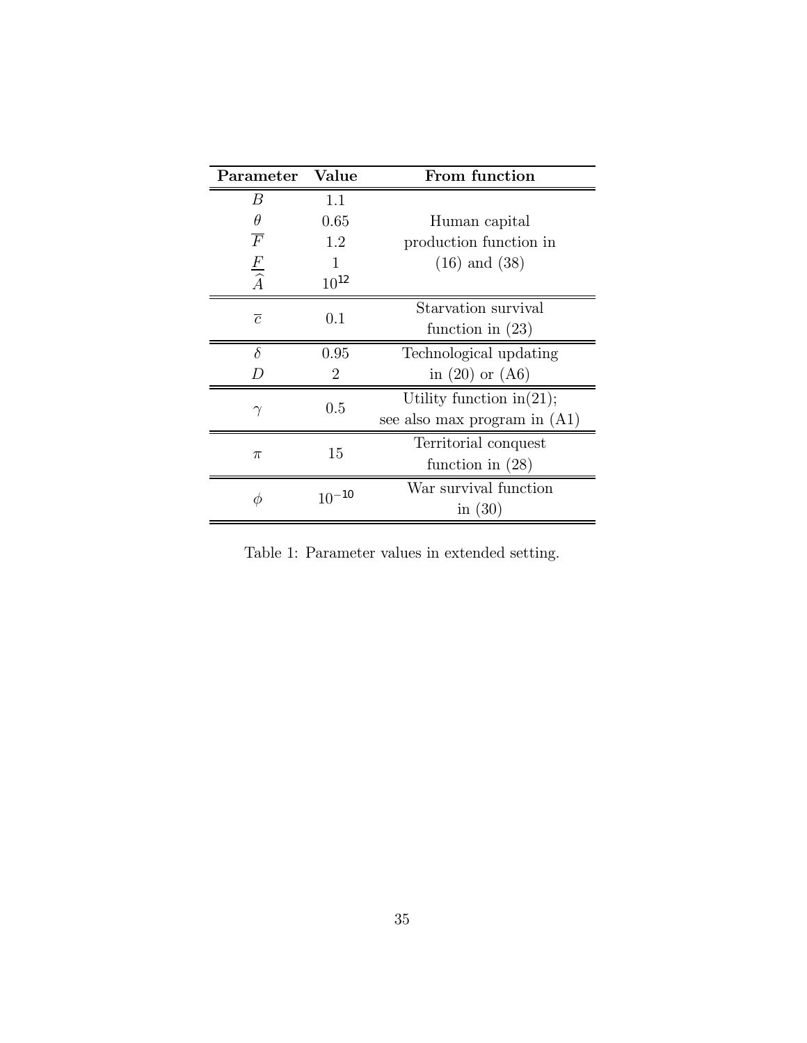| Parameter | Value | From function |
|---|---|---|
| $B$ | 1.1 | Human capital production function in (16) and (38) |
| $\theta$ | 0.65 | |
| $\overline{F}$ | 1.2 | |
| $\underline{F}$ | 1 | |
| $\widehat{A}$ | $10^{12}$ | |
| $\overline{c}$ | 0.1 | Starvation survival function in (23) |
| $\delta$ | 0.95 | Technological updating in (20) or (A6) |
| $D$ | 2 | |
| $\gamma$ | 0.5 | Utility function in(21); see also max program in (A1) |
| $\pi$ | 15 | Territorial conquest function in (28) |
| $\phi$ | $10^{-10}$ | War survival function in (30) |

Table 1: Parameter values in extended setting.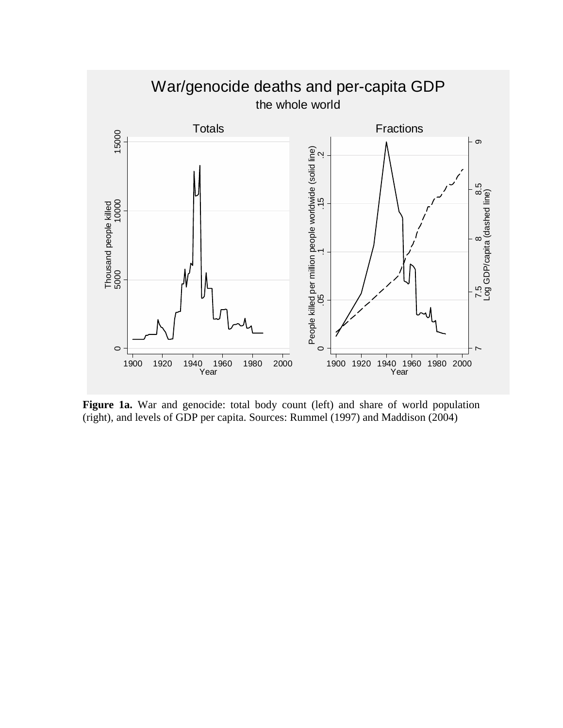**Figure 1a.** War and genocide: total body count (left) and share of world population (right), and levels of GDP per capita. Sources: Rummel (1997) and Maddison (2004)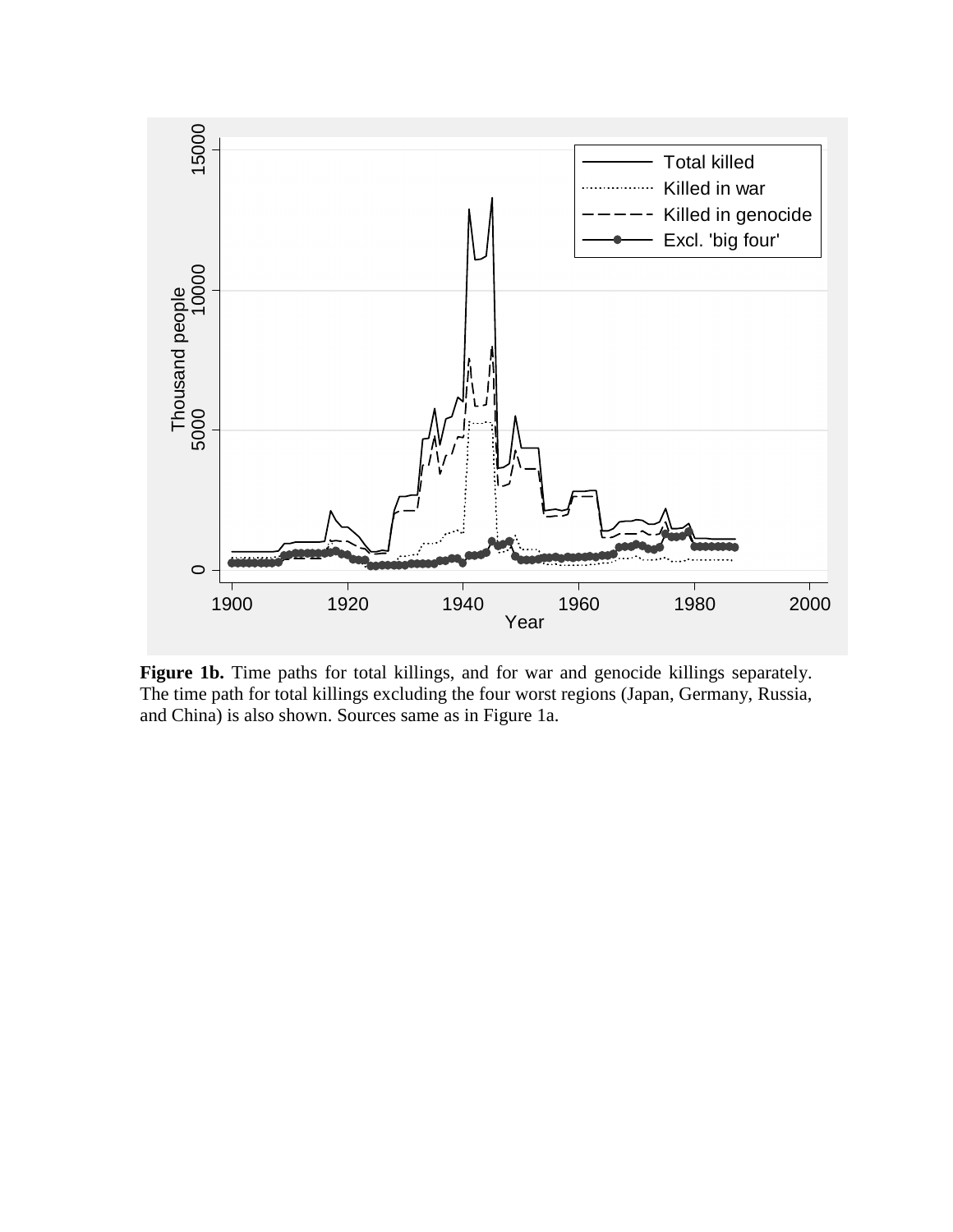**Figure 1b.** Time paths for total killings, and for war and genocide killings separately. The time path for total killings excluding the four worst regions (Japan, Germany, Russia, and China) is also shown. Sources same as in Figure 1a.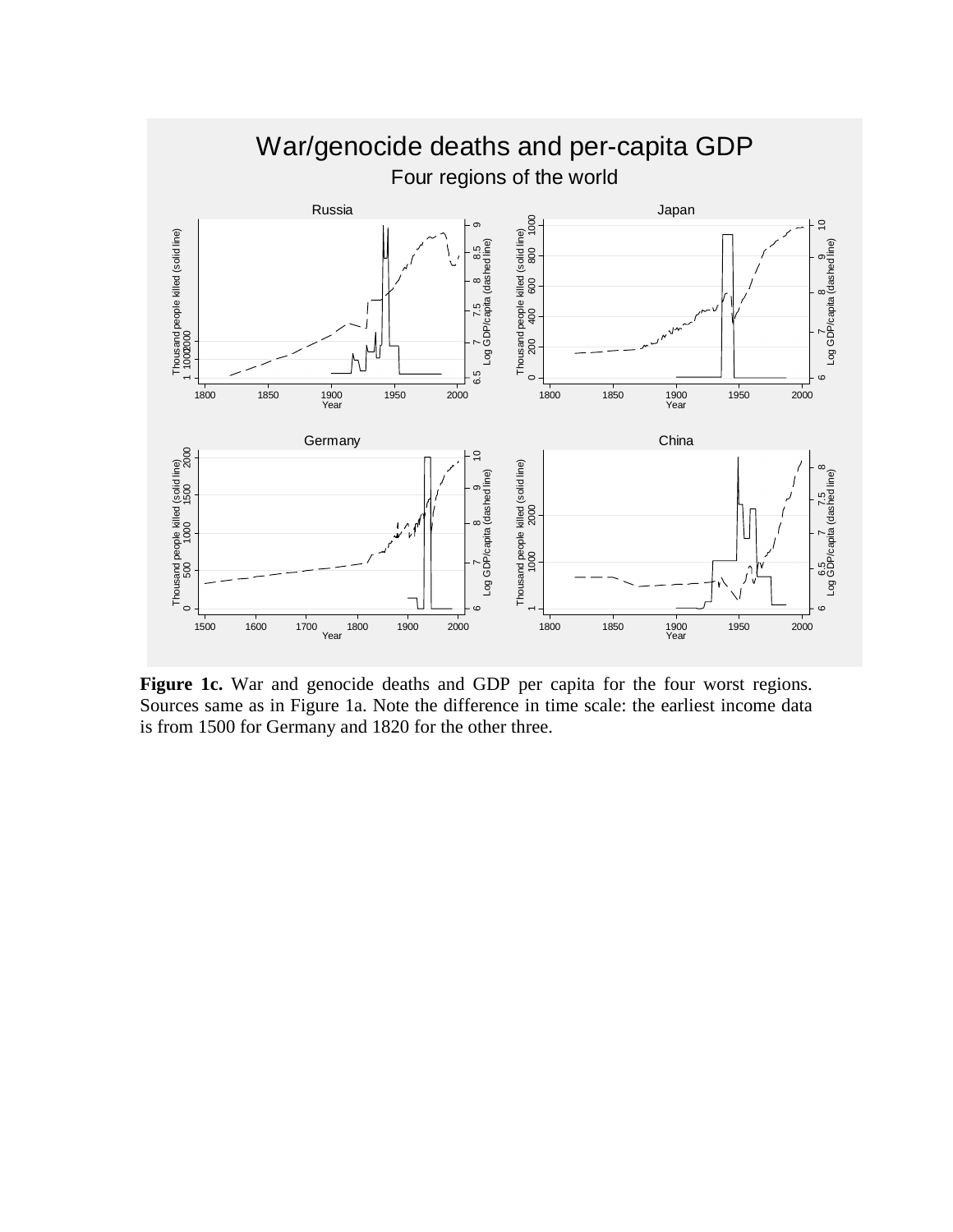**Figure 1c.** War and genocide deaths and GDP per capita for the four worst regions. Sources same as in Figure 1a. Note the difference in time scale: the earliest income data is from 1500 for Germany and 1820 for the other three.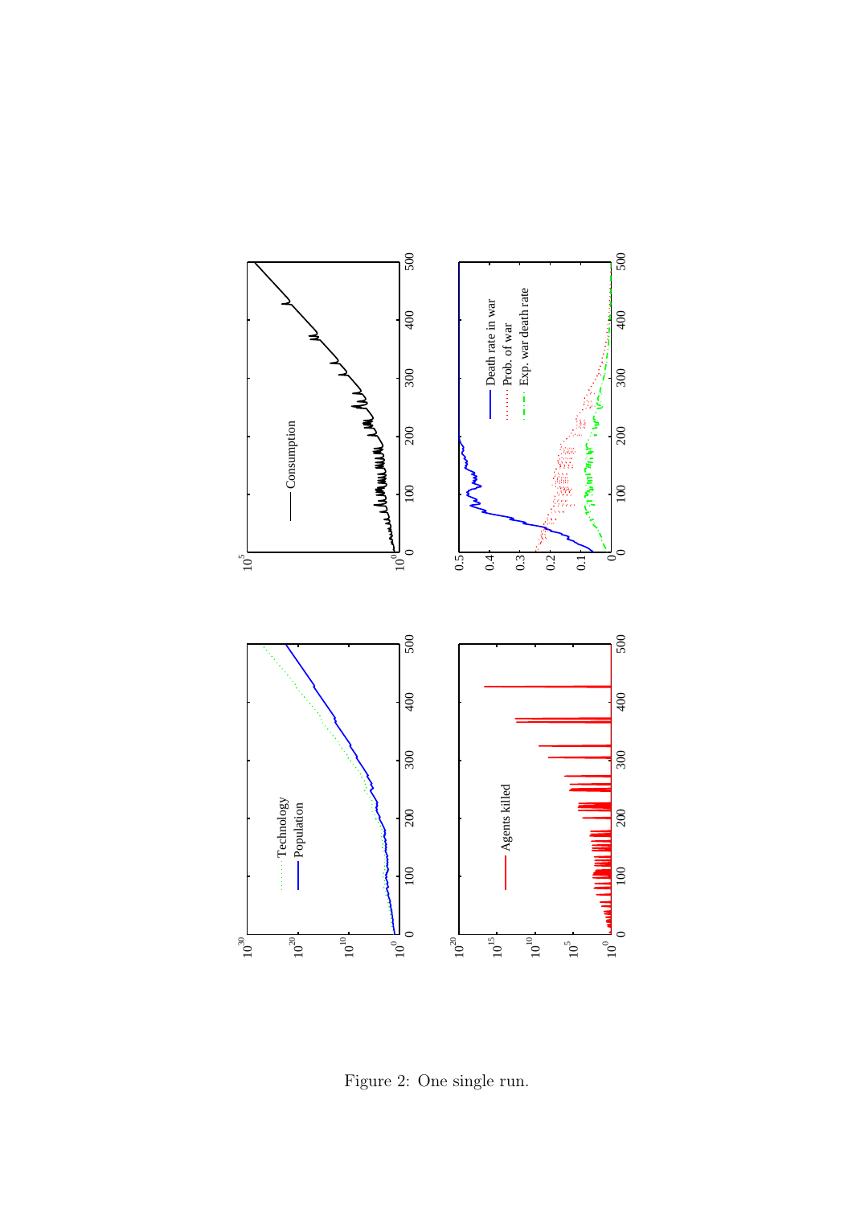Figure 2: One single run.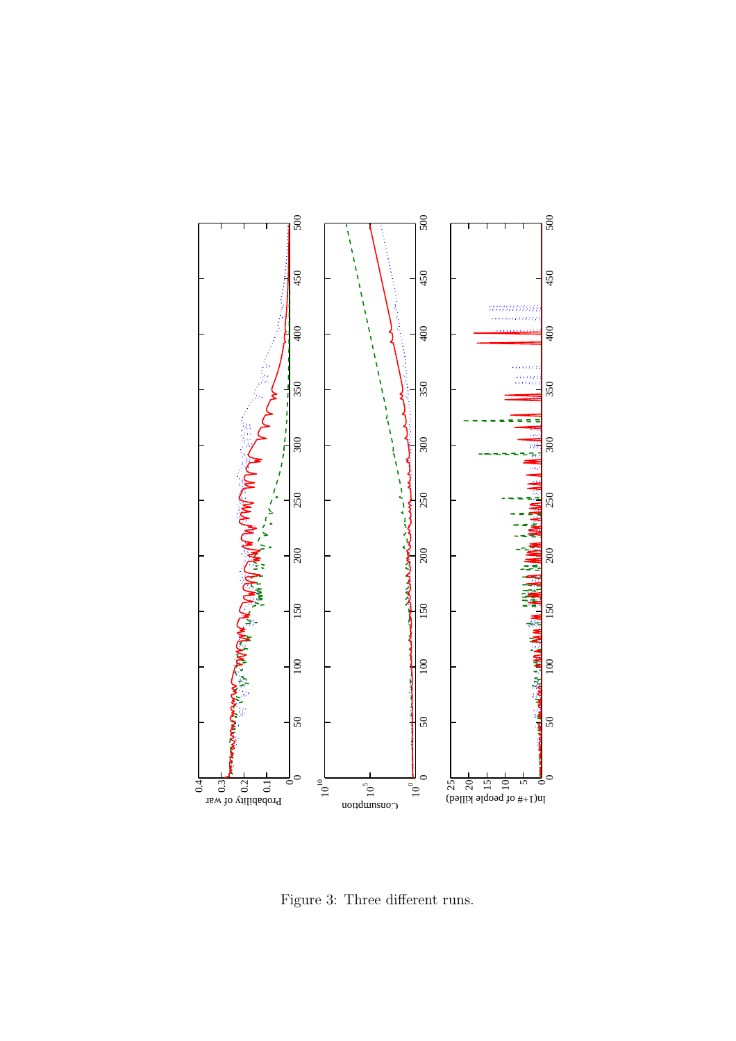Figure 3: Three different runs.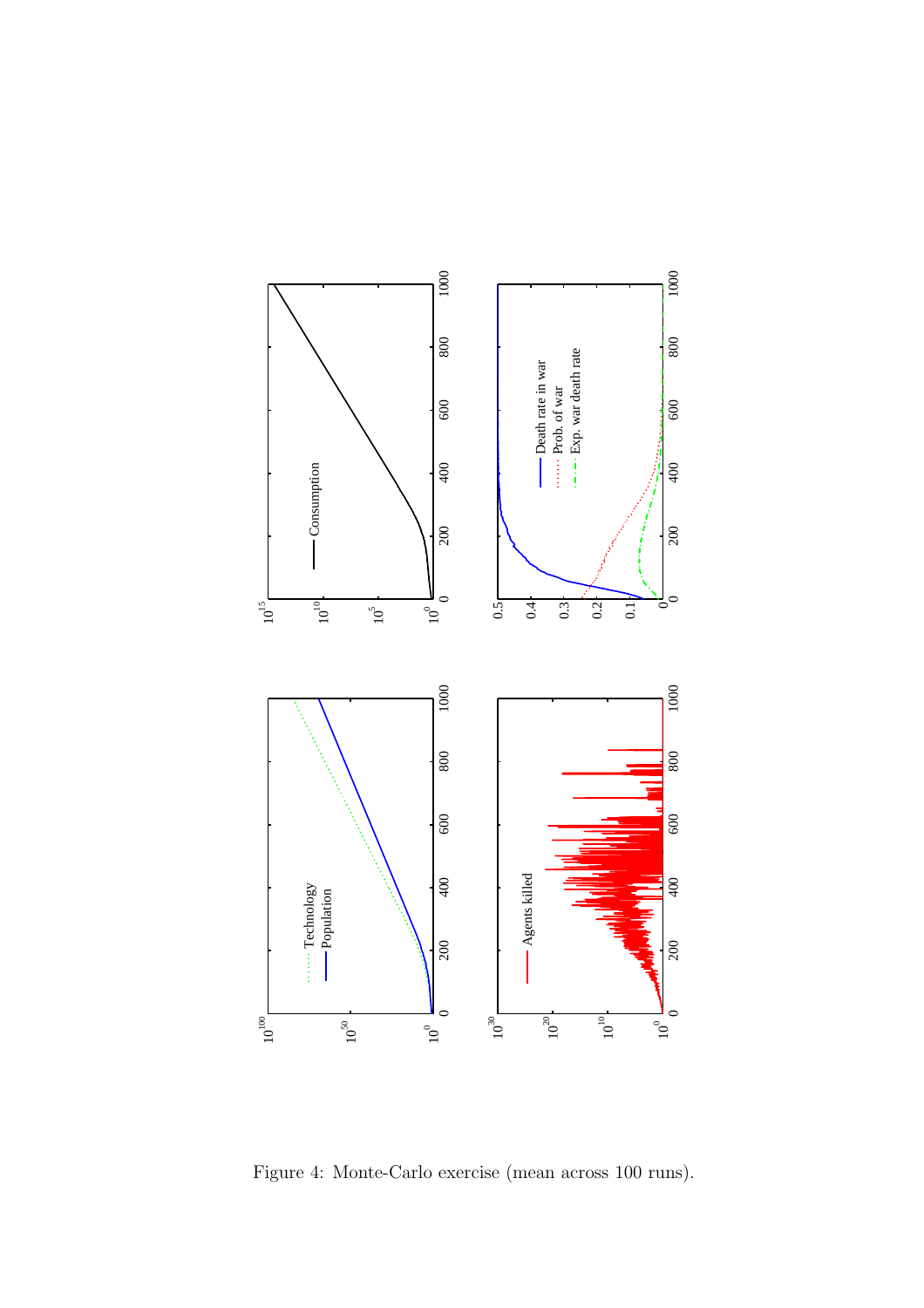Figure 4: Monte-Carlo exercise (mean across 100 runs).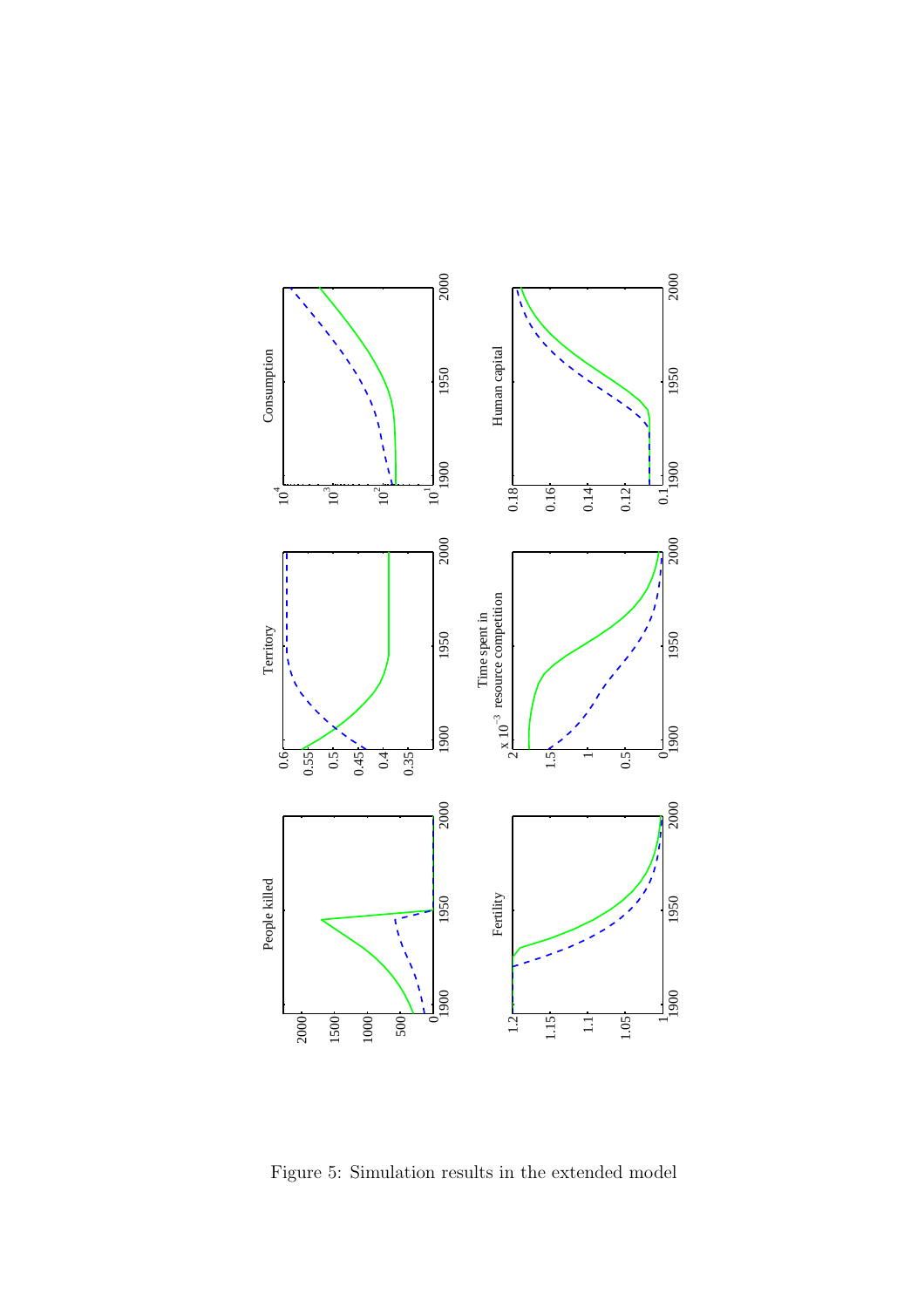People killed

2000
1500
1000
500
0

1900
1950
2000

Territory

0.6
0.55
0.5
0.45
0.4
0.35

1900
1950
2000

Consumption

$10^4$
$10^3$
$10^2$
$10^1$

1900
1950
2000

Fertility

1.2
1.15
1.1
1.05
1

1900
1950
2000

Time spent in resource competition

x $10^{-3}$

2
1.5
1
0.5
0

1900
1950
2000

Human capital

0.18
0.16
0.14
0.12
0.1

1900
1950
2000

Figure 5: Simulation results in the extended model